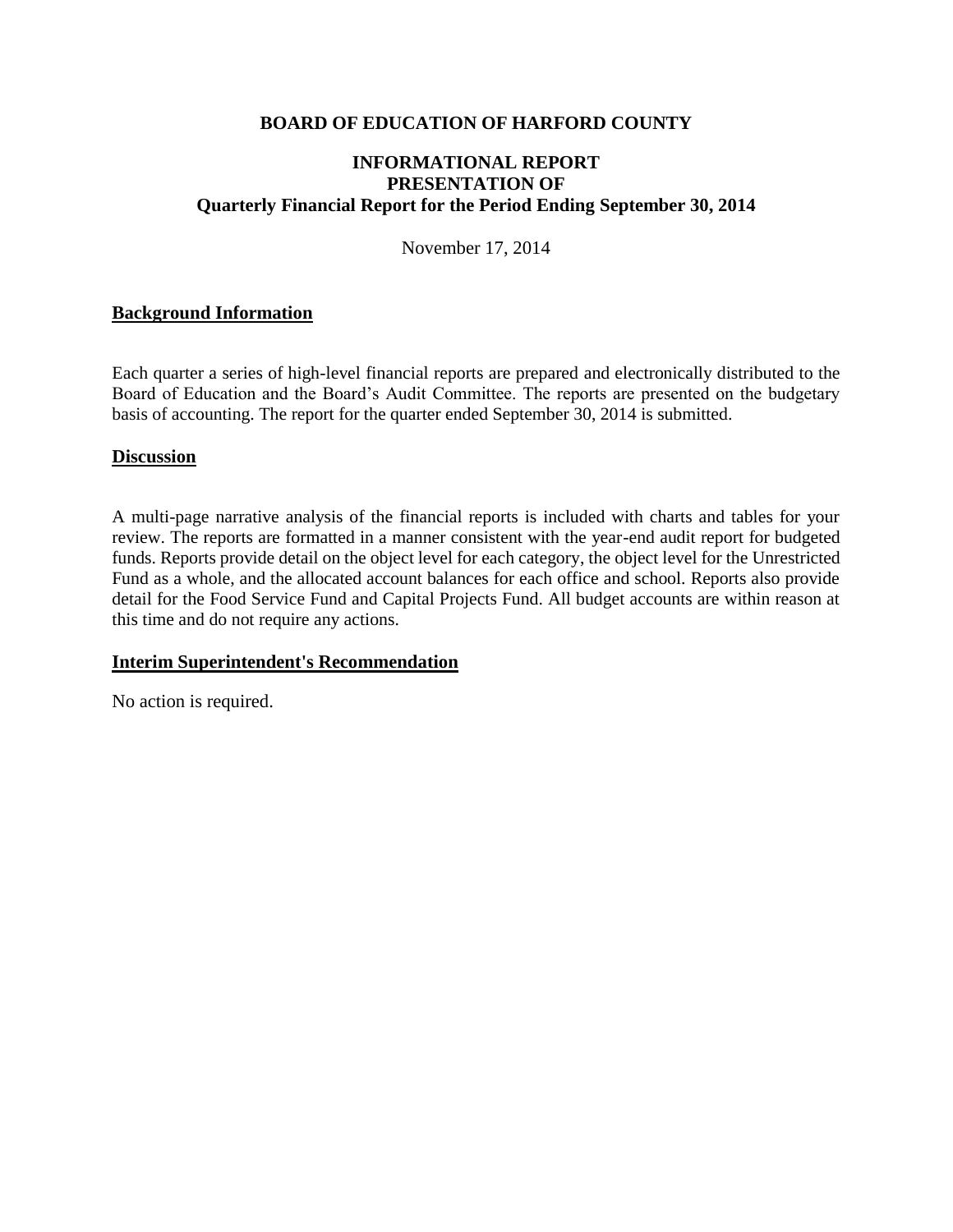# BOARD OF EDUCATION OF HARFORD COUNTY

## INFORMATIONAL REPORT
## PRESENTATION OF
## Quarterly Financial Report for the Period Ending September 30, 2014

November 17, 2014

### Background Information

Each quarter a series of high-level financial reports are prepared and electronically distributed to the Board of Education and the Board's Audit Committee. The reports are presented on the budgetary basis of accounting. The report for the quarter ended September 30, 2014 is submitted.

### Discussion

A multi-page narrative analysis of the financial reports is included with charts and tables for your review. The reports are formatted in a manner consistent with the year-end audit report for budgeted funds. Reports provide detail on the object level for each category, the object level for the Unrestricted Fund as a whole, and the allocated account balances for each office and school. Reports also provide detail for the Food Service Fund and Capital Projects Fund. All budget accounts are within reason at this time and do not require any actions.

### Interim Superintendent's Recommendation

No action is required.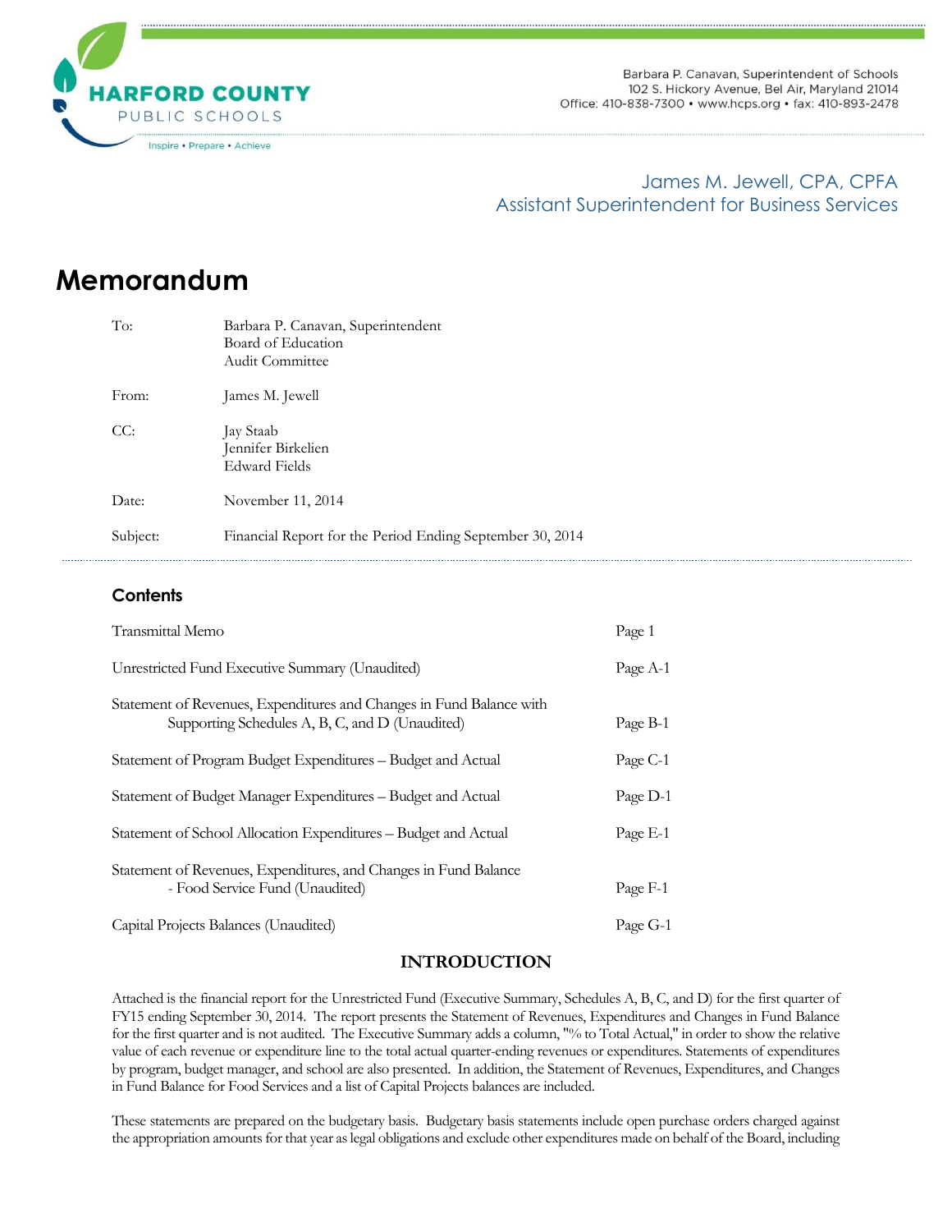HARFORD COUNTY PUBLIC SCHOOLS

Inspire • Prepare • Achieve

Barbara P. Canavan, Superintendent of Schools
102 S. Hickory Avenue, Bel Air, Maryland 21014
Office: 410-838-7300 • www.hcps.org • fax: 410-893-2478

James M. Jewell, CPA, CPFA
Assistant Superintendent for Business Services

# Memorandum

| | |
|---|---|
| To: | Barbara P. Canavan, Superintendent<br>Board of Education<br>Audit Committee |
| From: | James M. Jewell |
| CC: | Jay Staab<br>Jennifer Birkelien<br>Edward Fields |
| Date: | November 11, 2014 |
| Subject: | Financial Report for the Period Ending September 30, 2014 |

### Contents

| | |
|---|---|
| Transmittal Memo | Page 1 |
| Unrestricted Fund Executive Summary (Unaudited) | Page A-1 |
| Statement of Revenues, Expenditures and Changes in Fund Balance with Supporting Schedules A, B, C, and D (Unaudited) | Page B-1 |
| Statement of Program Budget Expenditures – Budget and Actual | Page C-1 |
| Statement of Budget Manager Expenditures – Budget and Actual | Page D-1 |
| Statement of School Allocation Expenditures – Budget and Actual | Page E-1 |
| Statement of Revenues, Expenditures, and Changes in Fund Balance - Food Service Fund (Unaudited) | Page F-1 |
| Capital Projects Balances (Unaudited) | Page G-1 |

## INTRODUCTION

Attached is the financial report for the Unrestricted Fund (Executive Summary, Schedules A, B, C, and D) for the first quarter of FY15 ending September 30, 2014. The report presents the Statement of Revenues, Expenditures and Changes in Fund Balance for the first quarter and is not audited. The Executive Summary adds a column, "% to Total Actual," in order to show the relative value of each revenue or expenditure line to the total actual quarter-ending revenues or expenditures. Statements of expenditures by program, budget manager, and school are also presented. In addition, the Statement of Revenues, Expenditures, and Changes in Fund Balance for Food Services and a list of Capital Projects balances are included.

These statements are prepared on the budgetary basis. Budgetary basis statements include open purchase orders charged against the appropriation amounts for that year as legal obligations and exclude other expenditures made on behalf of the Board, including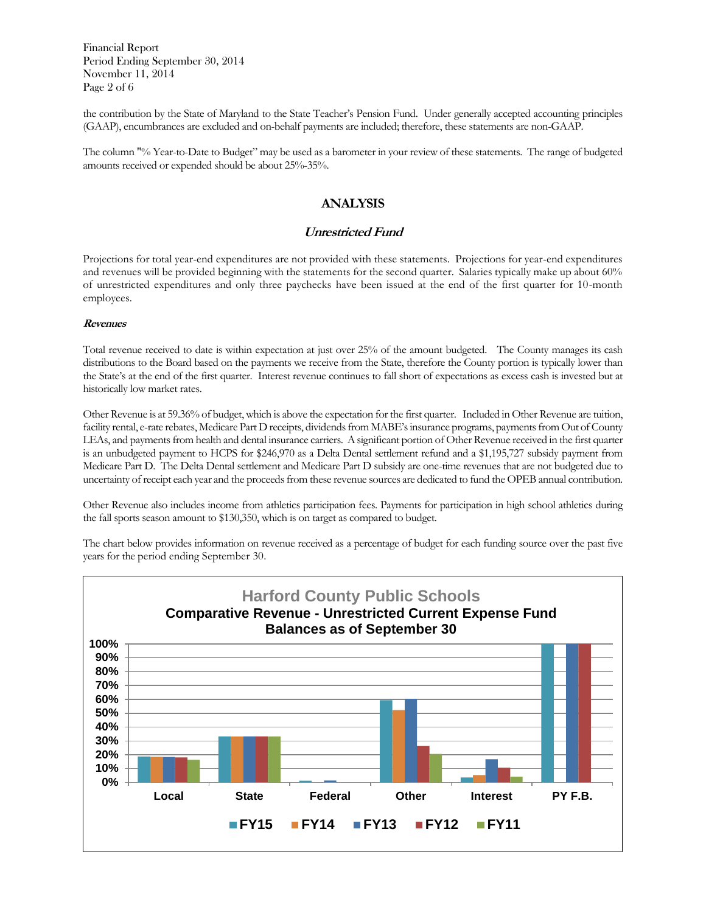the contribution by the State of Maryland to the State Teacher's Pension Fund. Under generally accepted accounting principles (GAAP), encumbrances are excluded and on-behalf payments are included; therefore, these statements are non-GAAP.

The column "% Year-to-Date to Budget" may be used as a barometer in your review of these statements. The range of budgeted amounts received or expended should be about 25%-35%.

## ANALYSIS

### *Unrestricted Fund*

Projections for total year-end expenditures are not provided with these statements. Projections for year-end expenditures and revenues will be provided beginning with the statements for the second quarter. Salaries typically make up about 60% of unrestricted expenditures and only three paychecks have been issued at the end of the first quarter for 10-month employees.

#### *Revenues*

Total revenue received to date is within expectation at just over 25% of the amount budgeted. The County manages its cash distributions to the Board based on the payments we receive from the State, therefore the County portion is typically lower than the State's at the end of the first quarter. Interest revenue continues to fall short of expectations as excess cash is invested but at historically low market rates.

Other Revenue is at 59.36% of budget, which is above the expectation for the first quarter. Included in Other Revenue are tuition, facility rental, e-rate rebates, Medicare Part D receipts, dividends from MABE's insurance programs, payments from Out of County LEAs, and payments from health and dental insurance carriers. A significant portion of Other Revenue received in the first quarter is an unbudgeted payment to HCPS for $246,970 as a Delta Dental settlement refund and a $1,195,727 subsidy payment from Medicare Part D. The Delta Dental settlement and Medicare Part D subsidy are one-time revenues that are not budgeted due to uncertainty of receipt each year and the proceeds from these revenue sources are dedicated to fund the OPEB annual contribution.

Other Revenue also includes income from athletics participation fees. Payments for participation in high school athletics during the fall sports season amount to $130,350, which is on target as compared to budget.

The chart below provides information on revenue received as a percentage of budget for each funding source over the past five years for the period ending September 30.

**Harford County Public Schools**
**Comparative Revenue - Unrestricted Current Expense Fund**
**Balances as of September 30**

| | Local | State | Federal | Other | Interest | PY F.B. |
|---|---|---|---|---|---|---|
| FY15 | 18% | 33% | 1% | 59% | 3% | 100% |
| FY14 | 18% | 33% | 0% | 52% | 5% | 0% |
| FY13 | 18% | 33% | 1% | 60% | 16% | 100% |
| FY12 | 18% | 33% | 0% | 26% | 10% | 100% |
| FY11 | 16% | 33% | 0% | 20% | 4% | 0% |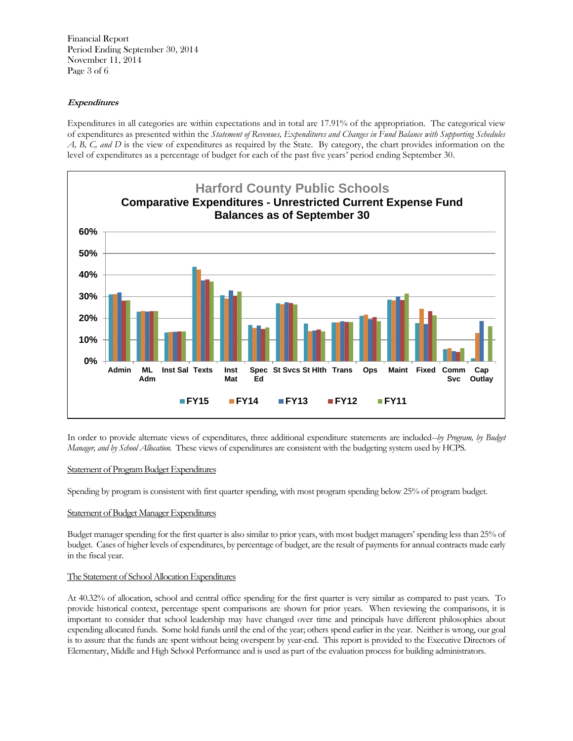### Expenditures

Expenditures in all categories are within expectations and in total are 17.91% of the appropriation. The categorical view of expenditures as presented within the *Statement of Revenues, Expenditures and Changes in Fund Balance with Supporting Schedules A, B, C, and D* is the view of expenditures as required by the State. By category, the chart provides information on the level of expenditures as a percentage of budget for each of the past five years' period ending September 30.

**Harford County Public Schools**
**Comparative Expenditures - Unrestricted Current Expense Fund Balances as of September 30**

Categories: Admin, ML Adm, Inst Sal, Texts, Inst Mat, Spec Ed, St Svcs, St Hlth, Trans, Ops, Maint, Fixed, Comm Svc, Cap Outlay

Legend: FY15, FY14, FY13, FY12, FY11

In order to provide alternate views of expenditures, three additional expenditure statements are included--*by Program, by Budget Manager, and by School Allocation.* These views of expenditures are consistent with the budgeting system used by HCPS.

Statement of Program Budget Expenditures

Spending by program is consistent with first quarter spending, with most program spending below 25% of program budget.

Statement of Budget Manager Expenditures

Budget manager spending for the first quarter is also similar to prior years, with most budget managers' spending less than 25% of budget. Cases of higher levels of expenditures, by percentage of budget, are the result of payments for annual contracts made early in the fiscal year.

The Statement of School Allocation Expenditures

At 40.32% of allocation, school and central office spending for the first quarter is very similar as compared to past years. To provide historical context, percentage spent comparisons are shown for prior years. When reviewing the comparisons, it is important to consider that school leadership may have changed over time and principals have different philosophies about expending allocated funds. Some hold funds until the end of the year; others spend earlier in the year. Neither is wrong, our goal is to assure that the funds are spent without being overspent by year-end. This report is provided to the Executive Directors of Elementary, Middle and High School Performance and is used as part of the evaluation process for building administrators.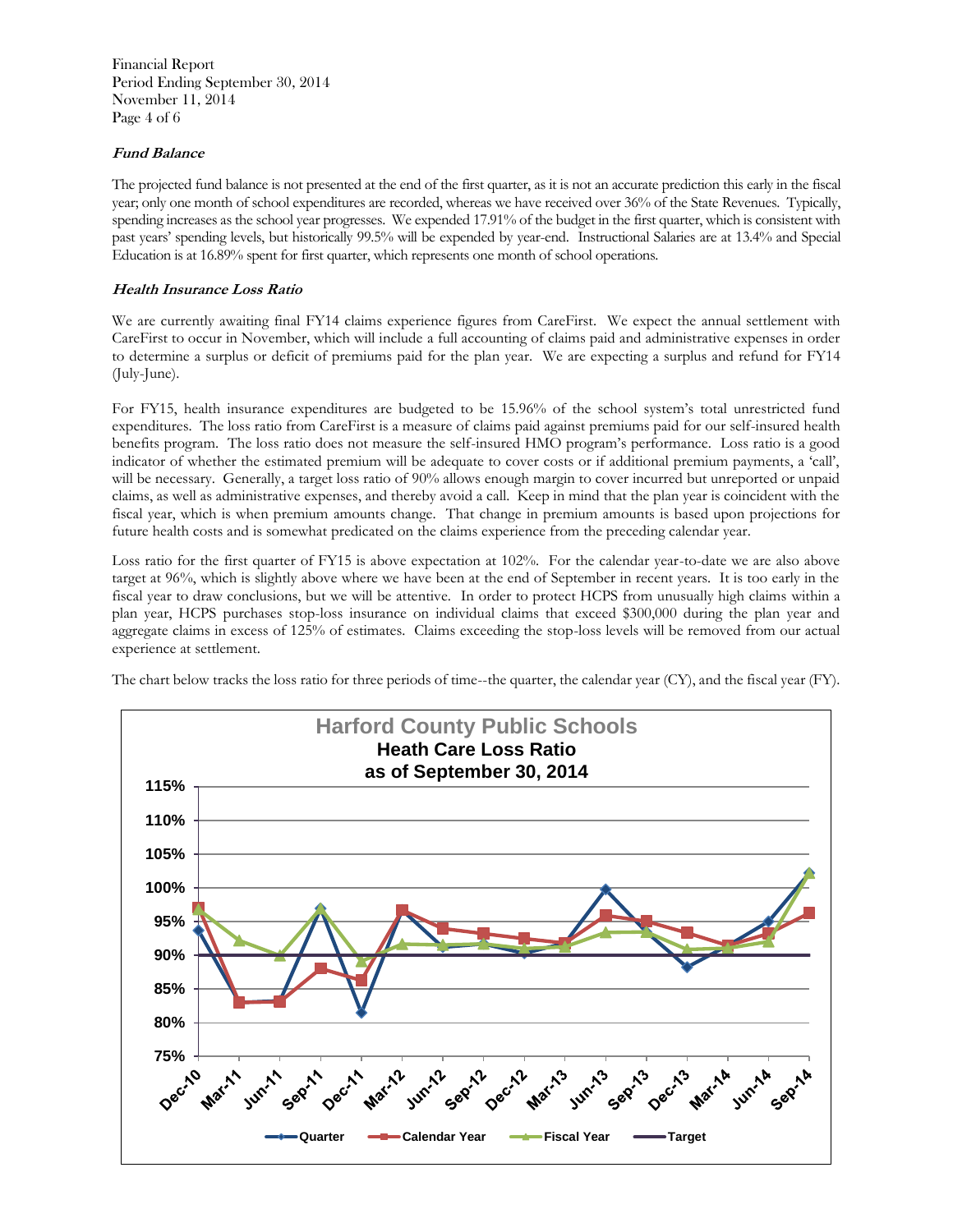### Fund Balance

The projected fund balance is not presented at the end of the first quarter, as it is not an accurate prediction this early in the fiscal year; only one month of school expenditures are recorded, whereas we have received over 36% of the State Revenues. Typically, spending increases as the school year progresses. We expended 17.91% of the budget in the first quarter, which is consistent with past years' spending levels, but historically 99.5% will be expended by year-end. Instructional Salaries are at 13.4% and Special Education is at 16.89% spent for first quarter, which represents one month of school operations.

### Health Insurance Loss Ratio

We are currently awaiting final FY14 claims experience figures from CareFirst. We expect the annual settlement with CareFirst to occur in November, which will include a full accounting of claims paid and administrative expenses in order to determine a surplus or deficit of premiums paid for the plan year. We are expecting a surplus and refund for FY14 (July-June).

For FY15, health insurance expenditures are budgeted to be 15.96% of the school system's total unrestricted fund expenditures. The loss ratio from CareFirst is a measure of claims paid against premiums paid for our self-insured health benefits program. The loss ratio does not measure the self-insured HMO program's performance. Loss ratio is a good indicator of whether the estimated premium will be adequate to cover costs or if additional premium payments, a 'call', will be necessary. Generally, a target loss ratio of 90% allows enough margin to cover incurred but unreported or unpaid claims, as well as administrative expenses, and thereby avoid a call. Keep in mind that the plan year is coincident with the fiscal year, which is when premium amounts change. That change in premium amounts is based upon projections for future health costs and is somewhat predicated on the claims experience from the preceding calendar year.

Loss ratio for the first quarter of FY15 is above expectation at 102%. For the calendar year-to-date we are also above target at 96%, which is slightly above where we have been at the end of September in recent years. It is too early in the fiscal year to draw conclusions, but we will be attentive. In order to protect HCPS from unusually high claims within a plan year, HCPS purchases stop-loss insurance on individual claims that exceed $300,000 during the plan year and aggregate claims in excess of 125% of estimates. Claims exceeding the stop-loss levels will be removed from our actual experience at settlement.

The chart below tracks the loss ratio for three periods of time--the quarter, the calendar year (CY), and the fiscal year (FY).

**Harford County Public Schools**
**Heath Care Loss Ratio**
**as of September 30, 2014**

(Chart: Quarter, Calendar Year, Fiscal Year, Target — Dec-10 through Sep-14; y-axis 75% to 115%)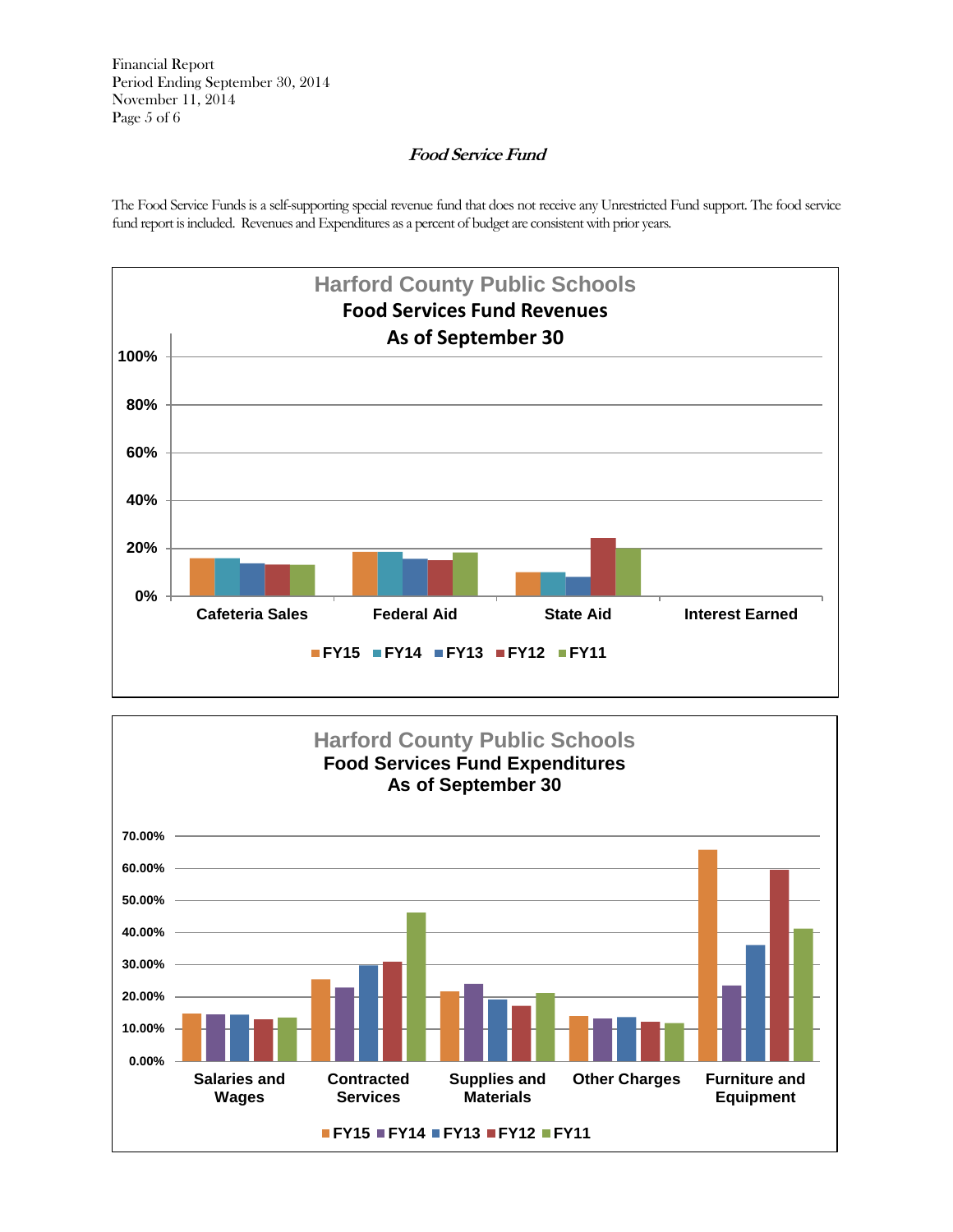## Food Service Fund

The Food Service Funds is a self-supporting special revenue fund that does not receive any Unrestricted Fund support. The food service fund report is included. Revenues and Expenditures as a percent of budget are consistent with prior years.

**Harford County Public Schools**
**Food Services Fund Revenues**
**As of September 30**

100%
80%
60%
40%
20%
0%

Cafeteria Sales | Federal Aid | State Aid | Interest Earned

FY15 FY14 FY13 FY12 FY11

**Harford County Public Schools**
**Food Services Fund Expenditures**
**As of September 30**

70.00%
60.00%
50.00%
40.00%
30.00%
20.00%
10.00%
0.00%

Salaries and Wages | Contracted Services | Supplies and Materials | Other Charges | Furniture and Equipment

FY15 FY14 FY13 FY12 FY11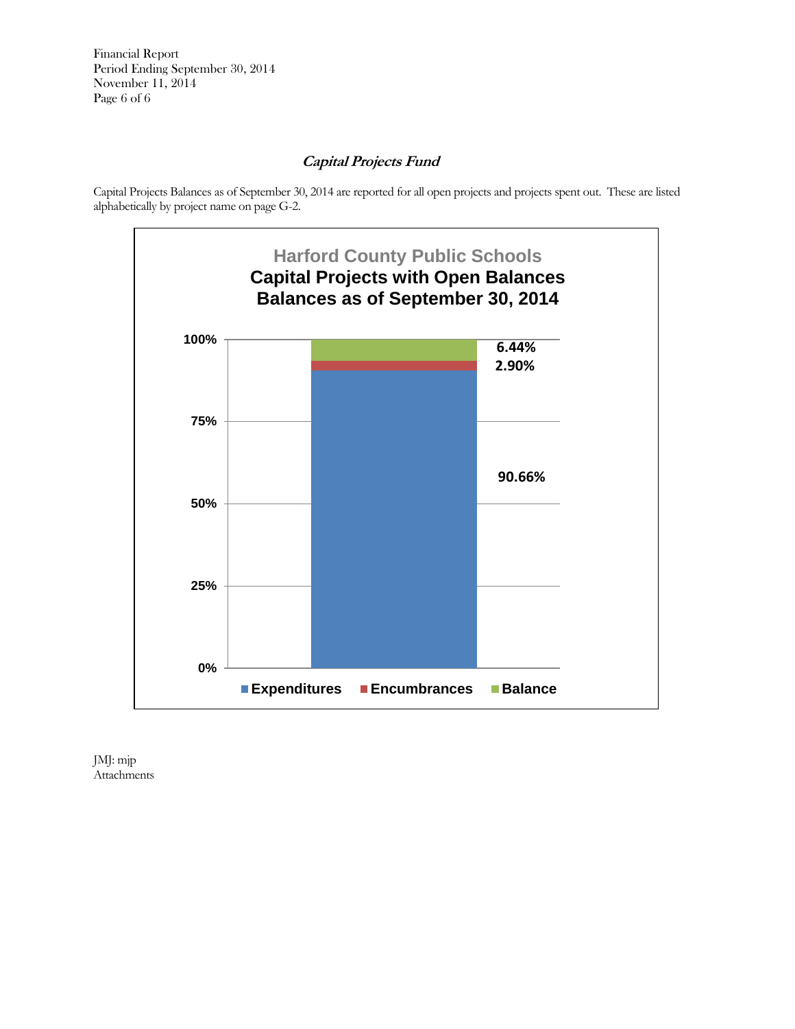## *Capital Projects Fund*

Capital Projects Balances as of September 30, 2014 are reported for all open projects and projects spent out. These are listed alphabetically by project name on page G-2.

**Harford County Public Schools**
**Capital Projects with Open Balances**
**Balances as of September 30, 2014**

| Category | Percentage |
| --- | --- |
| Expenditures | 90.66% |
| Encumbrances | 2.90% |
| Balance | 6.44% |

JMJ: mjp
Attachments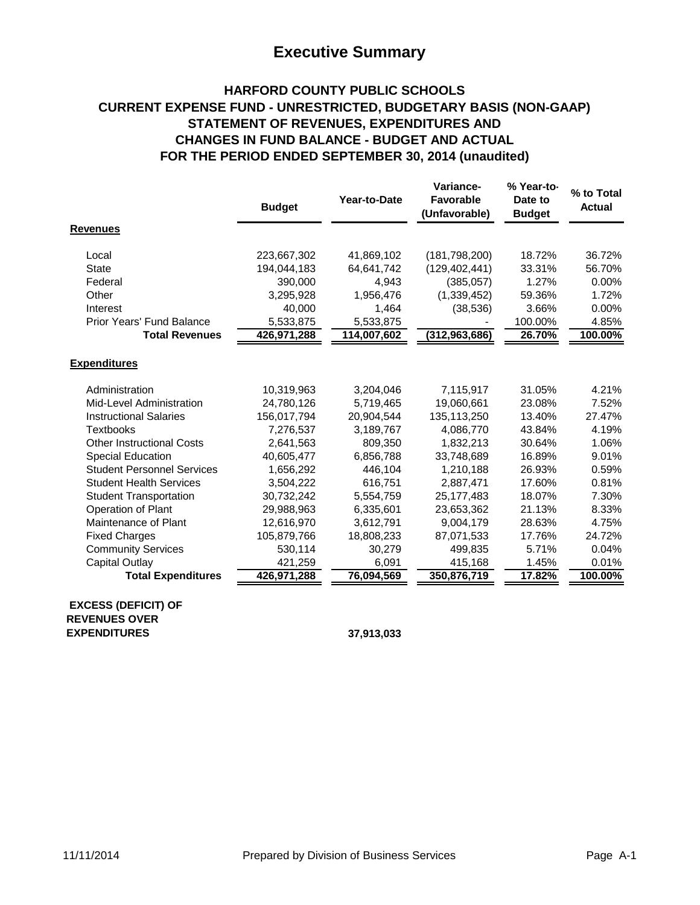# Executive Summary

## HARFORD COUNTY PUBLIC SCHOOLS
## CURRENT EXPENSE FUND - UNRESTRICTED, BUDGETARY BASIS (NON-GAAP)
## STATEMENT OF REVENUES, EXPENDITURES AND CHANGES IN FUND BALANCE - BUDGET AND ACTUAL
## FOR THE PERIOD ENDED SEPTEMBER 30, 2014 (unaudited)

| | Budget | Year-to-Date | Variance-Favorable (Unfavorable) | % Year-to-Date to Budget | % to Total Actual |
|---|---|---|---|---|---|
| **Revenues** | | | | | |
| Local | 223,667,302 | 41,869,102 | (181,798,200) | 18.72% | 36.72% |
| State | 194,044,183 | 64,641,742 | (129,402,441) | 33.31% | 56.70% |
| Federal | 390,000 | 4,943 | (385,057) | 1.27% | 0.00% |
| Other | 3,295,928 | 1,956,476 | (1,339,452) | 59.36% | 1.72% |
| Interest | 40,000 | 1,464 | (38,536) | 3.66% | 0.00% |
| Prior Years' Fund Balance | 5,533,875 | 5,533,875 | - | 100.00% | 4.85% |
| **Total Revenues** | **426,971,288** | **114,007,602** | **(312,963,686)** | **26.70%** | **100.00%** |
| **Expenditures** | | | | | |
| Administration | 10,319,963 | 3,204,046 | 7,115,917 | 31.05% | 4.21% |
| Mid-Level Administration | 24,780,126 | 5,719,465 | 19,060,661 | 23.08% | 7.52% |
| Instructional Salaries | 156,017,794 | 20,904,544 | 135,113,250 | 13.40% | 27.47% |
| Textbooks | 7,276,537 | 3,189,767 | 4,086,770 | 43.84% | 4.19% |
| Other Instructional Costs | 2,641,563 | 809,350 | 1,832,213 | 30.64% | 1.06% |
| Special Education | 40,605,477 | 6,856,788 | 33,748,689 | 16.89% | 9.01% |
| Student Personnel Services | 1,656,292 | 446,104 | 1,210,188 | 26.93% | 0.59% |
| Student Health Services | 3,504,222 | 616,751 | 2,887,471 | 17.60% | 0.81% |
| Student Transportation | 30,732,242 | 5,554,759 | 25,177,483 | 18.07% | 7.30% |
| Operation of Plant | 29,988,963 | 6,335,601 | 23,653,362 | 21.13% | 8.33% |
| Maintenance of Plant | 12,616,970 | 3,612,791 | 9,004,179 | 28.63% | 4.75% |
| Fixed Charges | 105,879,766 | 18,808,233 | 87,071,533 | 17.76% | 24.72% |
| Community Services | 530,114 | 30,279 | 499,835 | 5.71% | 0.04% |
| Capital Outlay | 421,259 | 6,091 | 415,168 | 1.45% | 0.01% |
| **Total Expenditures** | **426,971,288** | **76,094,569** | **350,876,719** | **17.82%** | **100.00%** |
| **EXCESS (DEFICIT) OF REVENUES OVER EXPENDITURES** | | **37,913,033** | | | |

11/11/2014 Prepared by Division of Business Services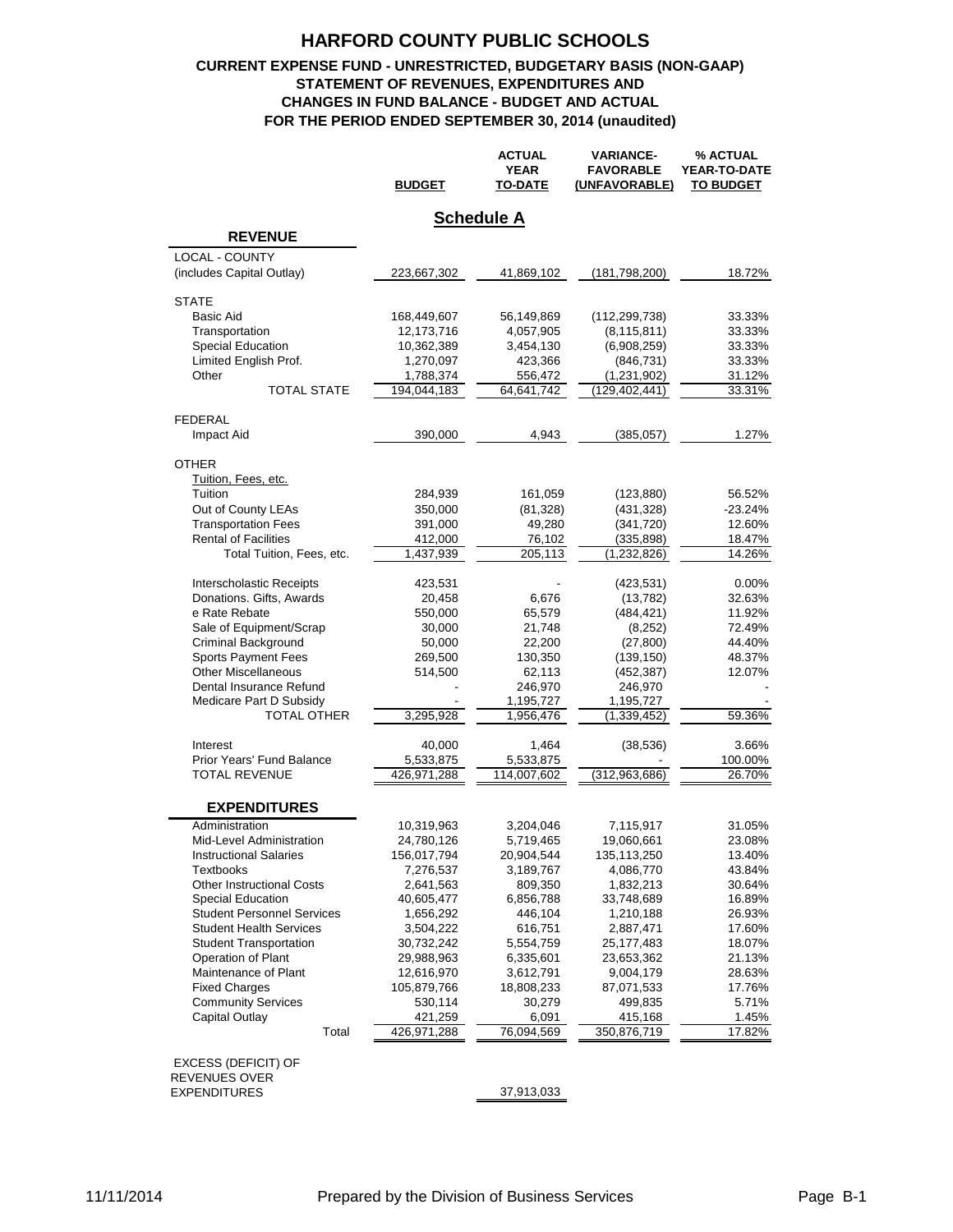# HARFORD COUNTY PUBLIC SCHOOLS

## CURRENT EXPENSE FUND - UNRESTRICTED, BUDGETARY BASIS (NON-GAAP)
## STATEMENT OF REVENUES, EXPENDITURES AND CHANGES IN FUND BALANCE - BUDGET AND ACTUAL
## FOR THE PERIOD ENDED SEPTEMBER 30, 2014 (unaudited)

### Schedule A

| | BUDGET | ACTUAL YEAR TO-DATE | VARIANCE- FAVORABLE (UNFAVORABLE) | % ACTUAL YEAR-TO-DATE TO BUDGET |
|---|---|---|---|---|
| **REVENUE** | | | | |
| LOCAL - COUNTY (includes Capital Outlay) | 223,667,302 | 41,869,102 | (181,798,200) | 18.72% |
| STATE | | | | |
| Basic Aid | 168,449,607 | 56,149,869 | (112,299,738) | 33.33% |
| Transportation | 12,173,716 | 4,057,905 | (8,115,811) | 33.33% |
| Special Education | 10,362,389 | 3,454,130 | (6,908,259) | 33.33% |
| Limited English Prof. | 1,270,097 | 423,366 | (846,731) | 33.33% |
| Other | 1,788,374 | 556,472 | (1,231,902) | 31.12% |
| TOTAL STATE | 194,044,183 | 64,641,742 | (129,402,441) | 33.31% |
| FEDERAL | | | | |
| Impact Aid | 390,000 | 4,943 | (385,057) | 1.27% |
| OTHER | | | | |
| Tuition, Fees, etc. | | | | |
| Tuition | 284,939 | 161,059 | (123,880) | 56.52% |
| Out of County LEAs | 350,000 | (81,328) | (431,328) | -23.24% |
| Transportation Fees | 391,000 | 49,280 | (341,720) | 12.60% |
| Rental of Facilities | 412,000 | 76,102 | (335,898) | 18.47% |
| Total Tuition, Fees, etc. | 1,437,939 | 205,113 | (1,232,826) | 14.26% |
| Interscholastic Receipts | 423,531 | - | (423,531) | 0.00% |
| Donations. Gifts, Awards | 20,458 | 6,676 | (13,782) | 32.63% |
| e Rate Rebate | 550,000 | 65,579 | (484,421) | 11.92% |
| Sale of Equipment/Scrap | 30,000 | 21,748 | (8,252) | 72.49% |
| Criminal Background | 50,000 | 22,200 | (27,800) | 44.40% |
| Sports Payment Fees | 269,500 | 130,350 | (139,150) | 48.37% |
| Other Miscellaneous | 514,500 | 62,113 | (452,387) | 12.07% |
| Dental Insurance Refund | - | 246,970 | 246,970 | - |
| Medicare Part D Subsidy | - | 1,195,727 | 1,195,727 | - |
| TOTAL OTHER | 3,295,928 | 1,956,476 | (1,339,452) | 59.36% |
| Interest | 40,000 | 1,464 | (38,536) | 3.66% |
| Prior Years' Fund Balance | 5,533,875 | 5,533,875 | - | 100.00% |
| TOTAL REVENUE | 426,971,288 | 114,007,602 | (312,963,686) | 26.70% |
| **EXPENDITURES** | | | | |
| Administration | 10,319,963 | 3,204,046 | 7,115,917 | 31.05% |
| Mid-Level Administration | 24,780,126 | 5,719,465 | 19,060,661 | 23.08% |
| Instructional Salaries | 156,017,794 | 20,904,544 | 135,113,250 | 13.40% |
| Textbooks | 7,276,537 | 3,189,767 | 4,086,770 | 43.84% |
| Other Instructional Costs | 2,641,563 | 809,350 | 1,832,213 | 30.64% |
| Special Education | 40,605,477 | 6,856,788 | 33,748,689 | 16.89% |
| Student Personnel Services | 1,656,292 | 446,104 | 1,210,188 | 26.93% |
| Student Health Services | 3,504,222 | 616,751 | 2,887,471 | 17.60% |
| Student Transportation | 30,732,242 | 5,554,759 | 25,177,483 | 18.07% |
| Operation of Plant | 29,988,963 | 6,335,601 | 23,653,362 | 21.13% |
| Maintenance of Plant | 12,616,970 | 3,612,791 | 9,004,179 | 28.63% |
| Fixed Charges | 105,879,766 | 18,808,233 | 87,071,533 | 17.76% |
| Community Services | 530,114 | 30,279 | 499,835 | 5.71% |
| Capital Outlay | 421,259 | 6,091 | 415,168 | 1.45% |
| Total | 426,971,288 | 76,094,569 | 350,876,719 | 17.82% |
| EXCESS (DEFICIT) OF REVENUES OVER EXPENDITURES | | 37,913,033 | | |

11/11/2014 Prepared by the Division of Business Services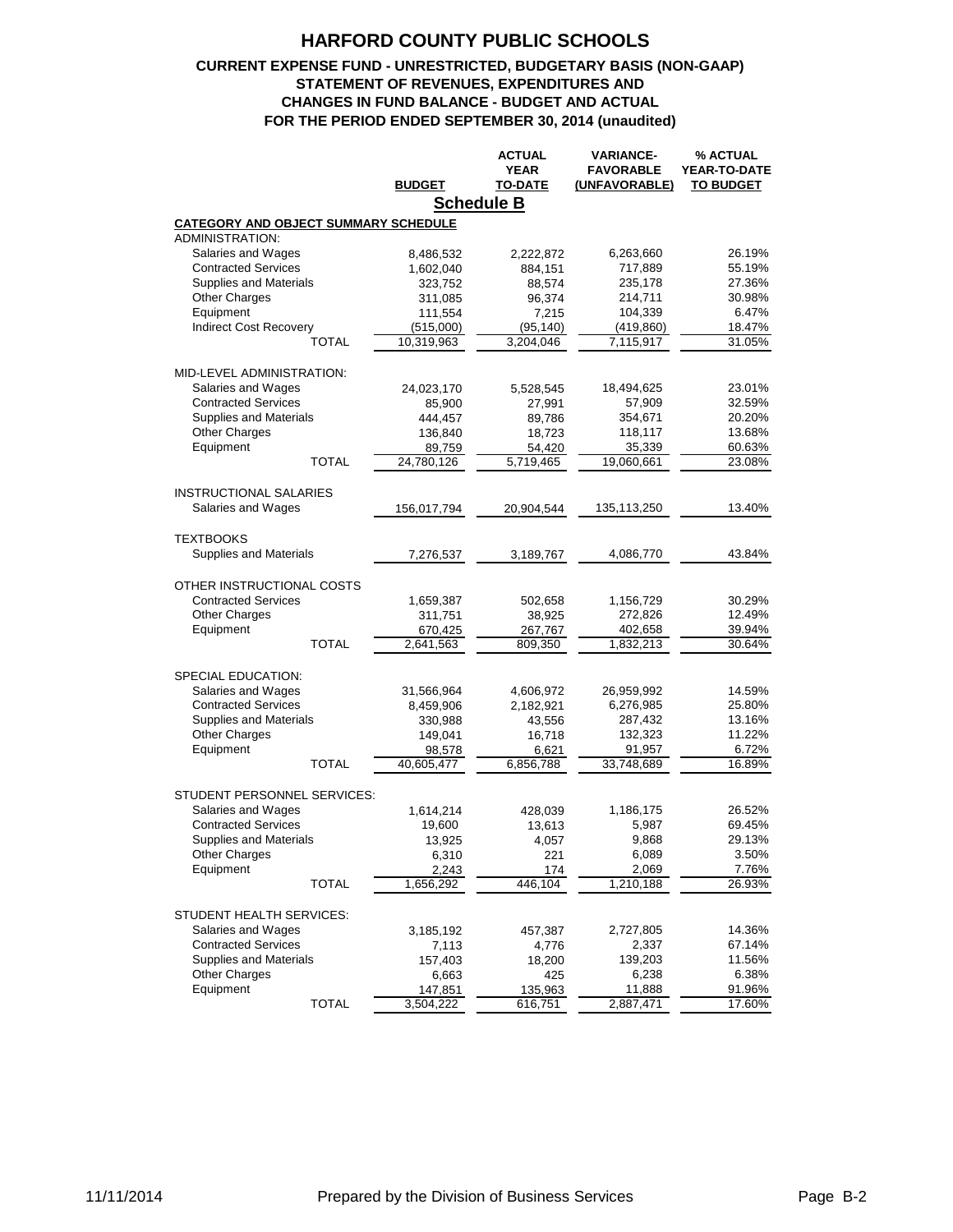# HARFORD COUNTY PUBLIC SCHOOLS

### CURRENT EXPENSE FUND - UNRESTRICTED, BUDGETARY BASIS (NON-GAAP)
### STATEMENT OF REVENUES, EXPENDITURES AND CHANGES IN FUND BALANCE - BUDGET AND ACTUAL
### FOR THE PERIOD ENDED SEPTEMBER 30, 2014 (unaudited)

**Schedule B**

| | BUDGET | ACTUAL YEAR TO-DATE | VARIANCE- FAVORABLE (UNFAVORABLE) | % ACTUAL YEAR-TO-DATE TO BUDGET |
|---|---|---|---|---|
| **CATEGORY AND OBJECT SUMMARY SCHEDULE** | | | | |
| ADMINISTRATION: | | | | |
| Salaries and Wages | 8,486,532 | 2,222,872 | 6,263,660 | 26.19% |
| Contracted Services | 1,602,040 | 884,151 | 717,889 | 55.19% |
| Supplies and Materials | 323,752 | 88,574 | 235,178 | 27.36% |
| Other Charges | 311,085 | 96,374 | 214,711 | 30.98% |
| Equipment | 111,554 | 7,215 | 104,339 | 6.47% |
| Indirect Cost Recovery | (515,000) | (95,140) | (419,860) | 18.47% |
| TOTAL | 10,319,963 | 3,204,046 | 7,115,917 | 31.05% |
| MID-LEVEL ADMINISTRATION: | | | | |
| Salaries and Wages | 24,023,170 | 5,528,545 | 18,494,625 | 23.01% |
| Contracted Services | 85,900 | 27,991 | 57,909 | 32.59% |
| Supplies and Materials | 444,457 | 89,786 | 354,671 | 20.20% |
| Other Charges | 136,840 | 18,723 | 118,117 | 13.68% |
| Equipment | 89,759 | 54,420 | 35,339 | 60.63% |
| TOTAL | 24,780,126 | 5,719,465 | 19,060,661 | 23.08% |
| INSTRUCTIONAL SALARIES | | | | |
| Salaries and Wages | 156,017,794 | 20,904,544 | 135,113,250 | 13.40% |
| TEXTBOOKS | | | | |
| Supplies and Materials | 7,276,537 | 3,189,767 | 4,086,770 | 43.84% |
| OTHER INSTRUCTIONAL COSTS | | | | |
| Contracted Services | 1,659,387 | 502,658 | 1,156,729 | 30.29% |
| Other Charges | 311,751 | 38,925 | 272,826 | 12.49% |
| Equipment | 670,425 | 267,767 | 402,658 | 39.94% |
| TOTAL | 2,641,563 | 809,350 | 1,832,213 | 30.64% |
| SPECIAL EDUCATION: | | | | |
| Salaries and Wages | 31,566,964 | 4,606,972 | 26,959,992 | 14.59% |
| Contracted Services | 8,459,906 | 2,182,921 | 6,276,985 | 25.80% |
| Supplies and Materials | 330,988 | 43,556 | 287,432 | 13.16% |
| Other Charges | 149,041 | 16,718 | 132,323 | 11.22% |
| Equipment | 98,578 | 6,621 | 91,957 | 6.72% |
| TOTAL | 40,605,477 | 6,856,788 | 33,748,689 | 16.89% |
| STUDENT PERSONNEL SERVICES: | | | | |
| Salaries and Wages | 1,614,214 | 428,039 | 1,186,175 | 26.52% |
| Contracted Services | 19,600 | 13,613 | 5,987 | 69.45% |
| Supplies and Materials | 13,925 | 4,057 | 9,868 | 29.13% |
| Other Charges | 6,310 | 221 | 6,089 | 3.50% |
| Equipment | 2,243 | 174 | 2,069 | 7.76% |
| TOTAL | 1,656,292 | 446,104 | 1,210,188 | 26.93% |
| STUDENT HEALTH SERVICES: | | | | |
| Salaries and Wages | 3,185,192 | 457,387 | 2,727,805 | 14.36% |
| Contracted Services | 7,113 | 4,776 | 2,337 | 67.14% |
| Supplies and Materials | 157,403 | 18,200 | 139,203 | 11.56% |
| Other Charges | 6,663 | 425 | 6,238 | 6.38% |
| Equipment | 147,851 | 135,963 | 11,888 | 91.96% |
| TOTAL | 3,504,222 | 616,751 | 2,887,471 | 17.60% |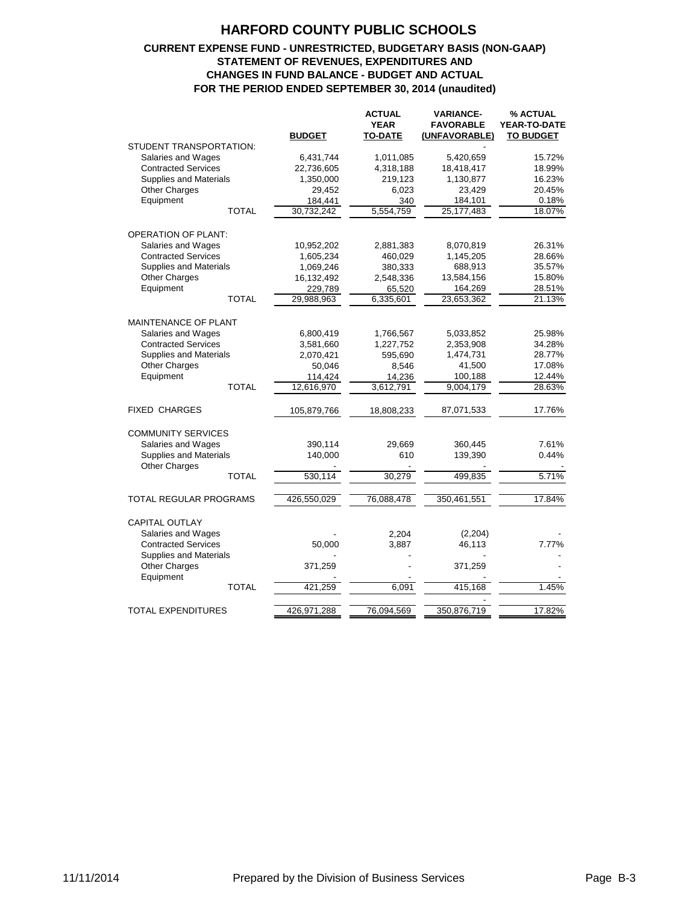# HARFORD COUNTY PUBLIC SCHOOLS

### CURRENT EXPENSE FUND - UNRESTRICTED, BUDGETARY BASIS (NON-GAAP)
### STATEMENT OF REVENUES, EXPENDITURES AND
### CHANGES IN FUND BALANCE - BUDGET AND ACTUAL
### FOR THE PERIOD ENDED SEPTEMBER 30, 2014 (unaudited)

| | BUDGET | ACTUAL YEAR TO-DATE | VARIANCE- FAVORABLE (UNFAVORABLE) | % ACTUAL YEAR-TO-DATE TO BUDGET |
|---|---|---|---|---|
| STUDENT TRANSPORTATION: | | | - | |
| Salaries and Wages | 6,431,744 | 1,011,085 | 5,420,659 | 15.72% |
| Contracted Services | 22,736,605 | 4,318,188 | 18,418,417 | 18.99% |
| Supplies and Materials | 1,350,000 | 219,123 | 1,130,877 | 16.23% |
| Other Charges | 29,452 | 6,023 | 23,429 | 20.45% |
| Equipment | 184,441 | 340 | 184,101 | 0.18% |
| TOTAL | 30,732,242 | 5,554,759 | 25,177,483 | 18.07% |
| OPERATION OF PLANT: | | | | |
| Salaries and Wages | 10,952,202 | 2,881,383 | 8,070,819 | 26.31% |
| Contracted Services | 1,605,234 | 460,029 | 1,145,205 | 28.66% |
| Supplies and Materials | 1,069,246 | 380,333 | 688,913 | 35.57% |
| Other Charges | 16,132,492 | 2,548,336 | 13,584,156 | 15.80% |
| Equipment | 229,789 | 65,520 | 164,269 | 28.51% |
| TOTAL | 29,988,963 | 6,335,601 | 23,653,362 | 21.13% |
| MAINTENANCE OF PLANT | | | | |
| Salaries and Wages | 6,800,419 | 1,766,567 | 5,033,852 | 25.98% |
| Contracted Services | 3,581,660 | 1,227,752 | 2,353,908 | 34.28% |
| Supplies and Materials | 2,070,421 | 595,690 | 1,474,731 | 28.77% |
| Other Charges | 50,046 | 8,546 | 41,500 | 17.08% |
| Equipment | 114,424 | 14,236 | 100,188 | 12.44% |
| TOTAL | 12,616,970 | 3,612,791 | 9,004,179 | 28.63% |
| FIXED CHARGES | 105,879,766 | 18,808,233 | 87,071,533 | 17.76% |
| COMMUNITY SERVICES | | | | |
| Salaries and Wages | 390,114 | 29,669 | 360,445 | 7.61% |
| Supplies and Materials | 140,000 | 610 | 139,390 | 0.44% |
| Other Charges | - | - | - | - |
| TOTAL | 530,114 | 30,279 | 499,835 | 5.71% |
| TOTAL REGULAR PROGRAMS | 426,550,029 | 76,088,478 | 350,461,551 | 17.84% |
| CAPITAL OUTLAY | | | | |
| Salaries and Wages | - | 2,204 | (2,204) | - |
| Contracted Services | 50,000 | 3,887 | 46,113 | 7.77% |
| Supplies and Materials | - | - | - | - |
| Other Charges | 371,259 | - | 371,259 | - |
| Equipment | - | - | - | - |
| TOTAL | 421,259 | 6,091 | 415,168 | 1.45% |
| | | | - | |
| TOTAL EXPENDITURES | 426,971,288 | 76,094,569 | 350,876,719 | 17.82% |

11/11/2014 Prepared by the Division of Business Services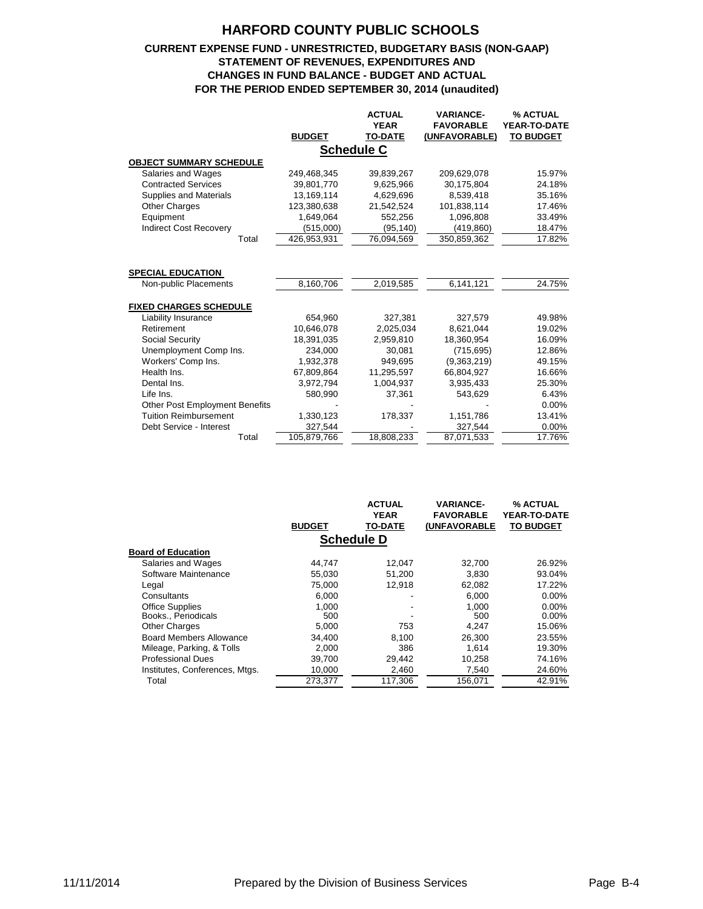# HARFORD COUNTY PUBLIC SCHOOLS

## CURRENT EXPENSE FUND - UNRESTRICTED, BUDGETARY BASIS (NON-GAAP) STATEMENT OF REVENUES, EXPENDITURES AND CHANGES IN FUND BALANCE - BUDGET AND ACTUAL FOR THE PERIOD ENDED SEPTEMBER 30, 2014 (unaudited)

### Schedule C

| | BUDGET | ACTUAL YEAR TO-DATE | VARIANCE- FAVORABLE (UNFAVORABLE) | % ACTUAL YEAR-TO-DATE TO BUDGET |
|---|---|---|---|---|
| **OBJECT SUMMARY SCHEDULE** | | | | |
| Salaries and Wages | 249,468,345 | 39,839,267 | 209,629,078 | 15.97% |
| Contracted Services | 39,801,770 | 9,625,966 | 30,175,804 | 24.18% |
| Supplies and Materials | 13,169,114 | 4,629,696 | 8,539,418 | 35.16% |
| Other Charges | 123,380,638 | 21,542,524 | 101,838,114 | 17.46% |
| Equipment | 1,649,064 | 552,256 | 1,096,808 | 33.49% |
| Indirect Cost Recovery | (515,000) | (95,140) | (419,860) | 18.47% |
| Total | 426,953,931 | 76,094,569 | 350,859,362 | 17.82% |
| **SPECIAL EDUCATION** | | | | |
| Non-public Placements | 8,160,706 | 2,019,585 | 6,141,121 | 24.75% |
| **FIXED CHARGES SCHEDULE** | | | | |
| Liability Insurance | 654,960 | 327,381 | 327,579 | 49.98% |
| Retirement | 10,646,078 | 2,025,034 | 8,621,044 | 19.02% |
| Social Security | 18,391,035 | 2,959,810 | 18,360,954 | 16.09% |
| Unemployment Comp Ins. | 234,000 | 30,081 | (715,695) | 12.86% |
| Workers' Comp Ins. | 1,932,378 | 949,695 | (9,363,219) | 49.15% |
| Health Ins. | 67,809,864 | 11,295,597 | 66,804,927 | 16.66% |
| Dental Ins. | 3,972,794 | 1,004,937 | 3,935,433 | 25.30% |
| Life Ins. | 580,990 | 37,361 | 543,629 | 6.43% |
| Other Post Employment Benefits | - | - | - | 0.00% |
| Tuition Reimbursement | 1,330,123 | 178,337 | 1,151,786 | 13.41% |
| Debt Service - Interest | 327,544 | - | 327,544 | 0.00% |
| Total | 105,879,766 | 18,808,233 | 87,071,533 | 17.76% |

### Schedule D

| | BUDGET | ACTUAL YEAR TO-DATE | VARIANCE- FAVORABLE (UNFAVORABLE | % ACTUAL YEAR-TO-DATE TO BUDGET |
|---|---|---|---|---|
| **Board of Education** | | | | |
| Salaries and Wages | 44,747 | 12,047 | 32,700 | 26.92% |
| Software Maintenance | 55,030 | 51,200 | 3,830 | 93.04% |
| Legal | 75,000 | 12,918 | 62,082 | 17.22% |
| Consultants | 6,000 | - | 6,000 | 0.00% |
| Office Supplies | 1,000 | - | 1,000 | 0.00% |
| Books., Periodicals | 500 | - | 500 | 0.00% |
| Other Charges | 5,000 | 753 | 4,247 | 15.06% |
| Board Members Allowance | 34,400 | 8,100 | 26,300 | 23.55% |
| Mileage, Parking, & Tolls | 2,000 | 386 | 1,614 | 19.30% |
| Professional Dues | 39,700 | 29,442 | 10,258 | 74.16% |
| Institutes, Conferences, Mtgs. | 10,000 | 2,460 | 7,540 | 24.60% |
| Total | 273,377 | 117,306 | 156,071 | 42.91% |

11/11/2014 Prepared by the Division of Business Services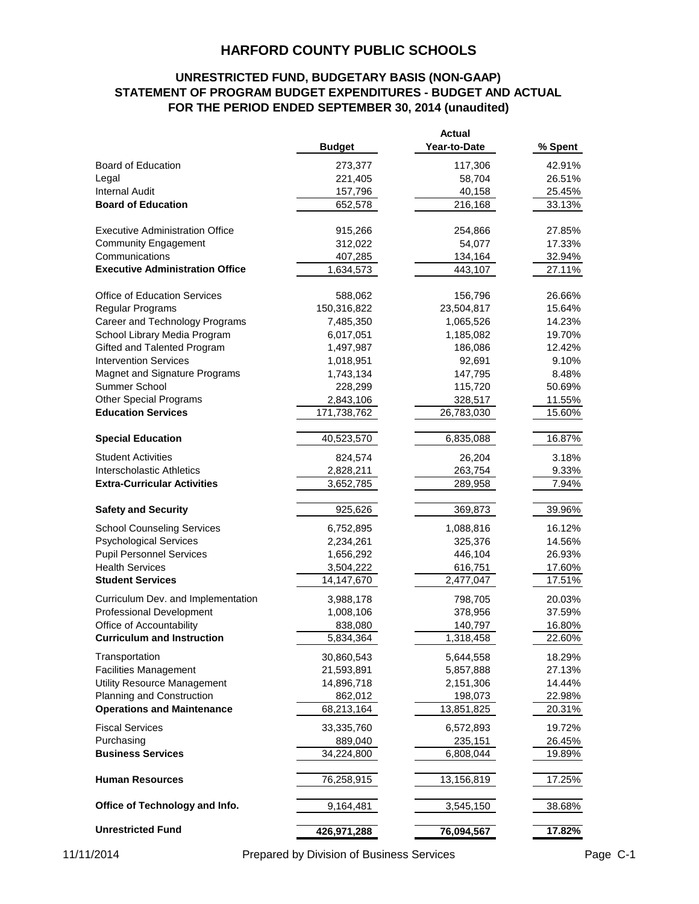# HARFORD COUNTY PUBLIC SCHOOLS

## UNRESTRICTED FUND, BUDGETARY BASIS (NON-GAAP)
## STATEMENT OF PROGRAM BUDGET EXPENDITURES - BUDGET AND ACTUAL
## FOR THE PERIOD ENDED SEPTEMBER 30, 2014 (unaudited)

| | Budget | Actual Year-to-Date | % Spent |
|---|---|---|---|
| Board of Education | 273,377 | 117,306 | 42.91% |
| Legal | 221,405 | 58,704 | 26.51% |
| Internal Audit | 157,796 | 40,158 | 25.45% |
| **Board of Education** | 652,578 | 216,168 | 33.13% |
| Executive Administration Office | 915,266 | 254,866 | 27.85% |
| Community Engagement | 312,022 | 54,077 | 17.33% |
| Communications | 407,285 | 134,164 | 32.94% |
| **Executive Administration Office** | 1,634,573 | 443,107 | 27.11% |
| Office of Education Services | 588,062 | 156,796 | 26.66% |
| Regular Programs | 150,316,822 | 23,504,817 | 15.64% |
| Career and Technology Programs | 7,485,350 | 1,065,526 | 14.23% |
| School Library Media Program | 6,017,051 | 1,185,082 | 19.70% |
| Gifted and Talented Program | 1,497,987 | 186,086 | 12.42% |
| Intervention Services | 1,018,951 | 92,691 | 9.10% |
| Magnet and Signature Programs | 1,743,134 | 147,795 | 8.48% |
| Summer School | 228,299 | 115,720 | 50.69% |
| Other Special Programs | 2,843,106 | 328,517 | 11.55% |
| **Education Services** | 171,738,762 | 26,783,030 | 15.60% |
| **Special Education** | 40,523,570 | 6,835,088 | 16.87% |
| Student Activities | 824,574 | 26,204 | 3.18% |
| Interscholastic Athletics | 2,828,211 | 263,754 | 9.33% |
| **Extra-Curricular Activities** | 3,652,785 | 289,958 | 7.94% |
| **Safety and Security** | 925,626 | 369,873 | 39.96% |
| School Counseling Services | 6,752,895 | 1,088,816 | 16.12% |
| Psychological Services | 2,234,261 | 325,376 | 14.56% |
| Pupil Personnel Services | 1,656,292 | 446,104 | 26.93% |
| Health Services | 3,504,222 | 616,751 | 17.60% |
| **Student Services** | 14,147,670 | 2,477,047 | 17.51% |
| Curriculum Dev. and Implementation | 3,988,178 | 798,705 | 20.03% |
| Professional Development | 1,008,106 | 378,956 | 37.59% |
| Office of Accountability | 838,080 | 140,797 | 16.80% |
| **Curriculum and Instruction** | 5,834,364 | 1,318,458 | 22.60% |
| Transportation | 30,860,543 | 5,644,558 | 18.29% |
| Facilities Management | 21,593,891 | 5,857,888 | 27.13% |
| Utility Resource Management | 14,896,718 | 2,151,306 | 14.44% |
| Planning and Construction | 862,012 | 198,073 | 22.98% |
| **Operations and Maintenance** | 68,213,164 | 13,851,825 | 20.31% |
| Fiscal Services | 33,335,760 | 6,572,893 | 19.72% |
| Purchasing | 889,040 | 235,151 | 26.45% |
| **Business Services** | 34,224,800 | 6,808,044 | 19.89% |
| **Human Resources** | 76,258,915 | 13,156,819 | 17.25% |
| **Office of Technology and Info.** | 9,164,481 | 3,545,150 | 38.68% |
| **Unrestricted Fund** | **426,971,288** | **76,094,567** | **17.82%** |

11/11/2014 Prepared by Division of Business Services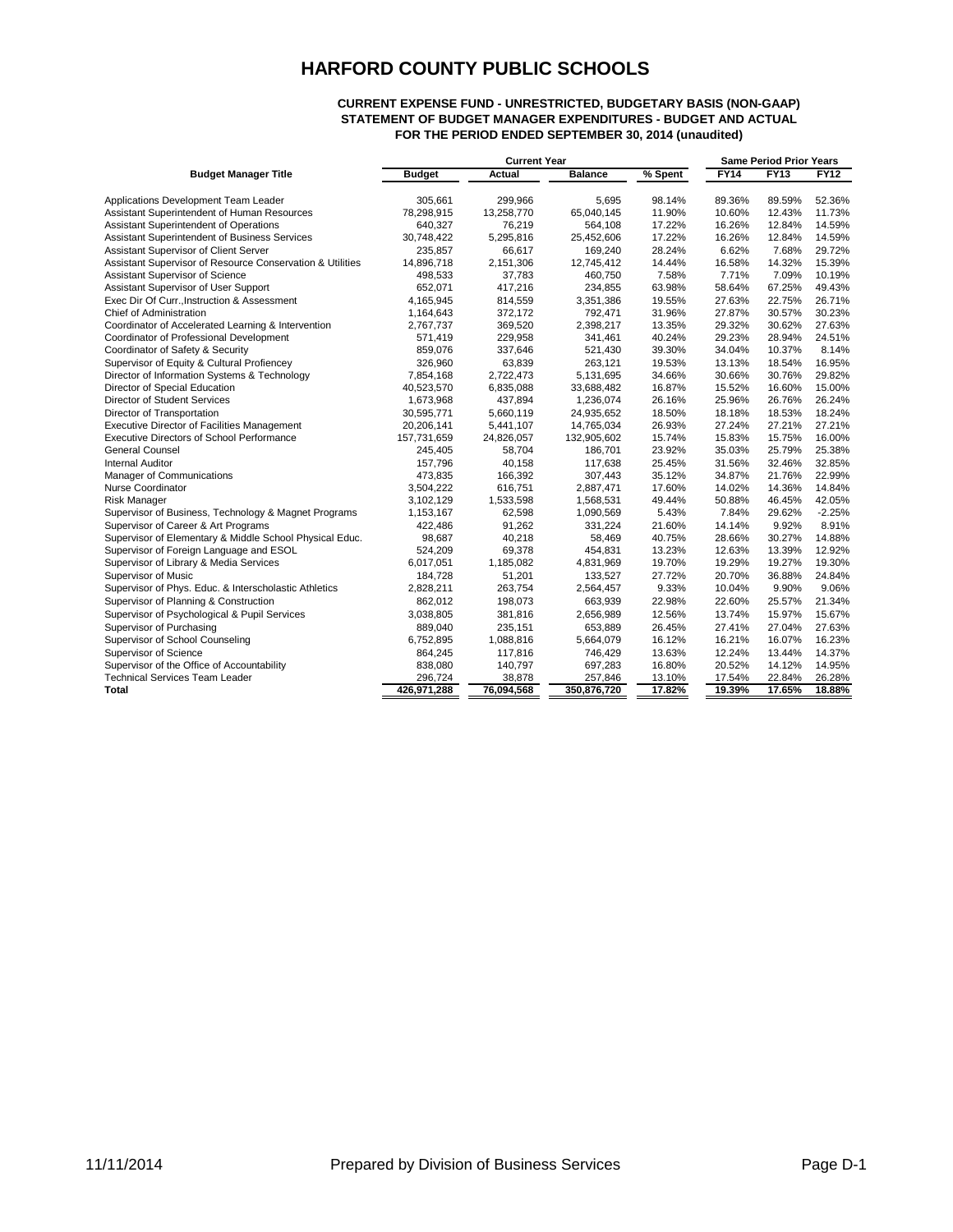# HARFORD COUNTY PUBLIC SCHOOLS

### CURRENT EXPENSE FUND - UNRESTRICTED, BUDGETARY BASIS (NON-GAAP)
### STATEMENT OF BUDGET MANAGER EXPENDITURES - BUDGET AND ACTUAL
### FOR THE PERIOD ENDED SEPTEMBER 30, 2014 (unaudited)

| Budget Manager Title | Current Year | | | | Same Period Prior Years | | |
|---|---|---|---|---|---|---|---|
| | Budget | Actual | Balance | % Spent | FY14 | FY13 | FY12 |
| Applications Development Team Leader | 305,661 | 299,966 | 5,695 | 98.14% | 89.36% | 89.59% | 52.36% |
| Assistant Superintendent of Human Resources | 78,298,915 | 13,258,770 | 65,040,145 | 11.90% | 10.60% | 12.43% | 11.73% |
| Assistant Superintendent of Operations | 640,327 | 76,219 | 564,108 | 17.22% | 16.26% | 12.84% | 14.59% |
| Assistant Superintendent of Business Services | 30,748,422 | 5,295,816 | 25,452,606 | 17.22% | 16.26% | 12.84% | 14.59% |
| Assistant Supervisor of Client Server | 235,857 | 66,617 | 169,240 | 28.24% | 6.62% | 7.68% | 29.72% |
| Assistant Supervisor of Resource Conservation & Utilities | 14,896,718 | 2,151,306 | 12,745,412 | 14.44% | 16.58% | 14.32% | 15.39% |
| Assistant Supervisor of Science | 498,533 | 37,783 | 460,750 | 7.58% | 7.71% | 7.09% | 10.19% |
| Assistant Supervisor of User Support | 652,071 | 417,216 | 234,855 | 63.98% | 58.64% | 67.25% | 49.43% |
| Exec Dir Of Curr.,Instruction & Assessment | 4,165,945 | 814,559 | 3,351,386 | 19.55% | 27.63% | 22.75% | 26.71% |
| Chief of Administration | 1,164,643 | 372,172 | 792,471 | 31.96% | 27.87% | 30.57% | 30.23% |
| Coordinator of Accelerated Learning & Intervention | 2,767,737 | 369,520 | 2,398,217 | 13.35% | 29.32% | 30.62% | 27.63% |
| Coordinator of Professional Development | 571,419 | 229,958 | 341,461 | 40.24% | 29.23% | 28.94% | 24.51% |
| Coordinator of Safety & Security | 859,076 | 337,646 | 521,430 | 39.30% | 34.04% | 10.37% | 8.14% |
| Supervisor of Equity & Cultural Profiencey | 326,960 | 63,839 | 263,121 | 19.53% | 13.13% | 18.54% | 16.95% |
| Director of Information Systems & Technology | 7,854,168 | 2,722,473 | 5,131,695 | 34.66% | 30.66% | 30.76% | 29.82% |
| Director of Special Education | 40,523,570 | 6,835,088 | 33,688,482 | 16.87% | 15.52% | 16.60% | 15.00% |
| Director of Student Services | 1,673,968 | 437,894 | 1,236,074 | 26.16% | 25.96% | 26.76% | 26.24% |
| Director of Transportation | 30,595,771 | 5,660,119 | 24,935,652 | 18.50% | 18.18% | 18.53% | 18.24% |
| Executive Director of Facilities Management | 20,206,141 | 5,441,107 | 14,765,034 | 26.93% | 27.24% | 27.21% | 27.21% |
| Executive Directors of School Performance | 157,731,659 | 24,826,057 | 132,905,602 | 15.74% | 15.83% | 15.75% | 16.00% |
| General Counsel | 245,405 | 58,704 | 186,701 | 23.92% | 35.03% | 25.79% | 25.38% |
| Internal Auditor | 157,796 | 40,158 | 117,638 | 25.45% | 31.56% | 32.46% | 32.85% |
| Manager of Communications | 473,835 | 166,392 | 307,443 | 35.12% | 34.87% | 21.76% | 22.99% |
| Nurse Coordinator | 3,504,222 | 616,751 | 2,887,471 | 17.60% | 14.02% | 14.36% | 14.84% |
| Risk Manager | 3,102,129 | 1,533,598 | 1,568,531 | 49.44% | 50.88% | 46.45% | 42.05% |
| Supervisor of Business, Technology & Magnet Programs | 1,153,167 | 62,598 | 1,090,569 | 5.43% | 7.84% | 29.62% | -2.25% |
| Supervisor of Career & Art Programs | 422,486 | 91,262 | 331,224 | 21.60% | 14.14% | 9.92% | 8.91% |
| Supervisor of Elementary & Middle School Physical Educ. | 98,687 | 40,218 | 58,469 | 40.75% | 28.66% | 30.27% | 14.88% |
| Supervisor of Foreign Language and ESOL | 524,209 | 69,378 | 454,831 | 13.23% | 12.63% | 13.39% | 12.92% |
| Supervisor of Library & Media Services | 6,017,051 | 1,185,082 | 4,831,969 | 19.70% | 19.29% | 19.27% | 19.30% |
| Supervisor of Music | 184,728 | 51,201 | 133,527 | 27.72% | 20.70% | 36.88% | 24.84% |
| Supervisor of Phys. Educ. & Interscholastic Athletics | 2,828,211 | 263,754 | 2,564,457 | 9.33% | 10.04% | 9.90% | 9.06% |
| Supervisor of Planning & Construction | 862,012 | 198,073 | 663,939 | 22.98% | 22.60% | 25.57% | 21.34% |
| Supervisor of Psychological & Pupil Services | 3,038,805 | 381,816 | 2,656,989 | 12.56% | 13.74% | 15.97% | 15.67% |
| Supervisor of Purchasing | 889,040 | 235,151 | 653,889 | 26.45% | 27.41% | 27.04% | 27.63% |
| Supervisor of School Counseling | 6,752,895 | 1,088,816 | 5,664,079 | 16.12% | 16.21% | 16.07% | 16.23% |
| Supervisor of Science | 864,245 | 117,816 | 746,429 | 13.63% | 12.24% | 13.44% | 14.37% |
| Supervisor of the Office of Accountability | 838,080 | 140,797 | 697,283 | 16.80% | 20.52% | 14.12% | 14.95% |
| Technical Services Team Leader | 296,724 | 38,878 | 257,846 | 13.10% | 17.54% | 22.84% | 26.28% |
| **Total** | **426,971,288** | **76,094,568** | **350,876,720** | **17.82%** | **19.39%** | **17.65%** | **18.88%** |

11/11/2014 Prepared by Division of Business Services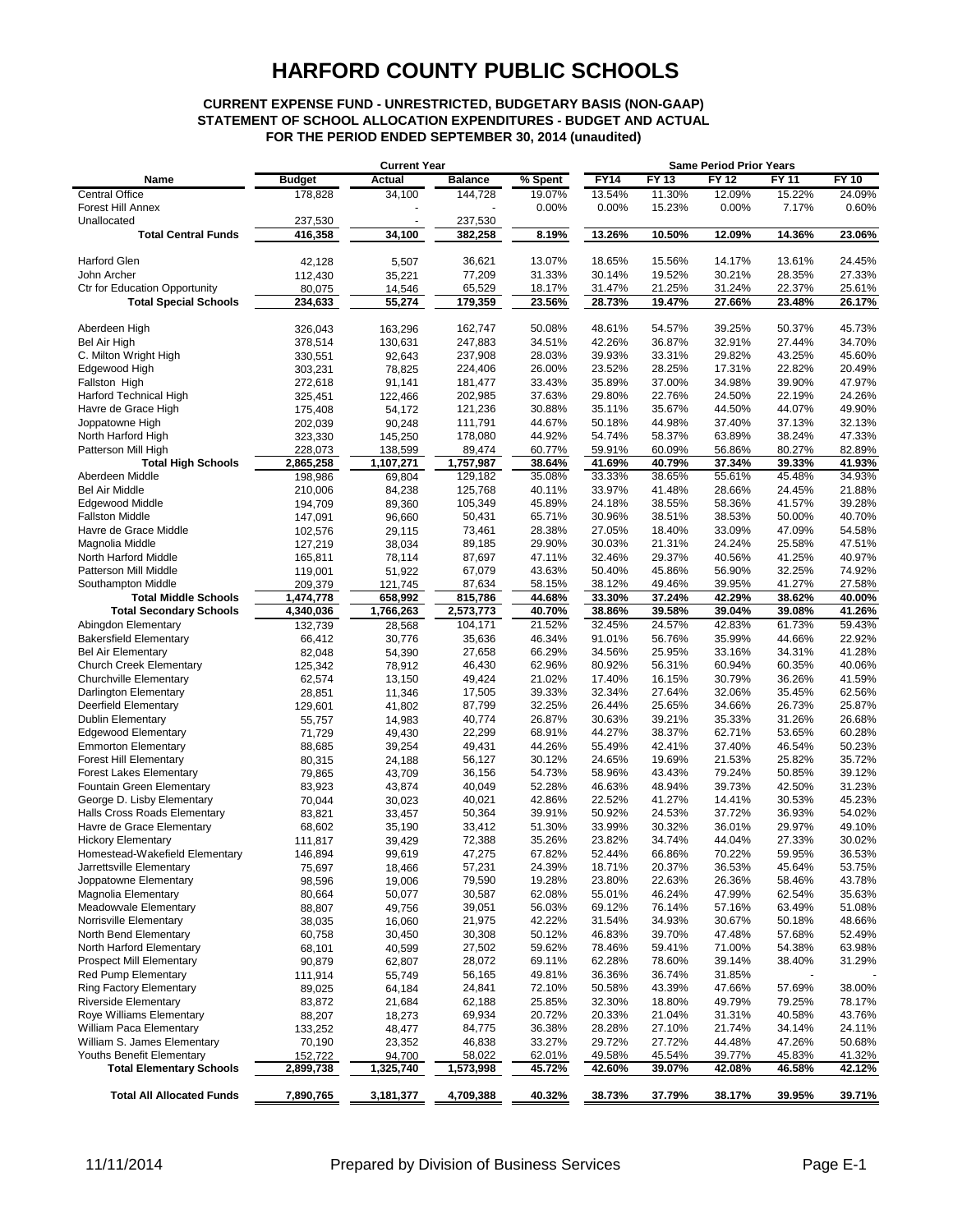# HARFORD COUNTY PUBLIC SCHOOLS

**CURRENT EXPENSE FUND - UNRESTRICTED, BUDGETARY BASIS (NON-GAAP)**
**STATEMENT OF SCHOOL ALLOCATION EXPENDITURES - BUDGET AND ACTUAL**
**FOR THE PERIOD ENDED SEPTEMBER 30, 2014 (unaudited)**

| | Current Year | | | | Same Period Prior Years | | | | |
|---|---|---|---|---|---|---|---|---|---|
| **Name** | **Budget** | **Actual** | **Balance** | **% Spent** | **FY14** | **FY 13** | **FY 12** | **FY 11** | **FY 10** |
| Central Office | 178,828 | 34,100 | 144,728 | 19.07% | 13.54% | 11.30% | 12.09% | 15.22% | 24.09% |
| Forest Hill Annex | | - | - | 0.00% | 0.00% | 15.23% | 0.00% | 7.17% | 0.60% |
| Unallocated | 237,530 | - | 237,530 | | | | | | |
| **Total Central Funds** | **416,358** | **34,100** | **382,258** | **8.19%** | **13.26%** | **10.50%** | **12.09%** | **14.36%** | **23.06%** |
| Harford Glen | 42,128 | 5,507 | 36,621 | 13.07% | 18.65% | 15.56% | 14.17% | 13.61% | 24.45% |
| John Archer | 112,430 | 35,221 | 77,209 | 31.33% | 30.14% | 19.52% | 30.21% | 28.35% | 27.33% |
| Ctr for Education Opportunity | 80,075 | 14,546 | 65,529 | 18.17% | 31.47% | 21.25% | 31.24% | 22.37% | 25.61% |
| **Total Special Schools** | **234,633** | **55,274** | **179,359** | **23.56%** | **28.73%** | **19.47%** | **27.66%** | **23.48%** | **26.17%** |
| Aberdeen High | 326,043 | 163,296 | 162,747 | 50.08% | 48.61% | 54.57% | 39.25% | 50.37% | 45.73% |
| Bel Air High | 378,514 | 130,631 | 247,883 | 34.51% | 42.26% | 36.87% | 32.91% | 27.44% | 34.70% |
| C. Milton Wright High | 330,551 | 92,643 | 237,908 | 28.03% | 39.93% | 33.31% | 29.82% | 43.25% | 45.60% |
| Edgewood High | 303,231 | 78,825 | 224,406 | 26.00% | 23.52% | 28.25% | 17.31% | 22.82% | 20.49% |
| Fallston High | 272,618 | 91,141 | 181,477 | 33.43% | 35.89% | 37.00% | 34.98% | 39.90% | 47.97% |
| Harford Technical High | 325,451 | 122,466 | 202,985 | 37.63% | 29.80% | 22.76% | 24.50% | 22.19% | 24.26% |
| Havre de Grace High | 175,408 | 54,172 | 121,236 | 30.88% | 35.11% | 35.67% | 44.50% | 44.07% | 49.90% |
| Joppatowne High | 202,039 | 90,248 | 111,791 | 44.67% | 50.18% | 44.98% | 37.40% | 37.13% | 32.13% |
| North Harford High | 323,330 | 145,250 | 178,080 | 44.92% | 54.74% | 58.37% | 63.89% | 38.24% | 47.33% |
| Patterson Mill High | 228,073 | 138,599 | 89,474 | 60.77% | 59.91% | 60.09% | 56.86% | 80.27% | 82.89% |
| **Total High Schools** | **2,865,258** | **1,107,271** | **1,757,987** | **38.64%** | **41.69%** | **40.79%** | **37.34%** | **39.33%** | **41.93%** |
| Aberdeen Middle | 198,986 | 69,804 | 129,182 | 35.08% | 33.33% | 38.65% | 55.61% | 45.48% | 34.93% |
| Bel Air Middle | 210,006 | 84,238 | 125,768 | 40.11% | 33.97% | 41.48% | 28.66% | 24.45% | 21.88% |
| Edgewood Middle | 194,709 | 89,360 | 105,349 | 45.89% | 24.18% | 38.55% | 58.36% | 41.57% | 39.28% |
| Fallston Middle | 147,091 | 96,660 | 50,431 | 65.71% | 30.96% | 38.51% | 38.53% | 50.00% | 40.70% |
| Havre de Grace Middle | 102,576 | 29,115 | 73,461 | 28.38% | 27.05% | 18.40% | 33.09% | 47.09% | 54.58% |
| Magnolia Middle | 127,219 | 38,034 | 89,185 | 29.90% | 30.03% | 21.31% | 24.24% | 25.58% | 47.51% |
| North Harford Middle | 165,811 | 78,114 | 87,697 | 47.11% | 32.46% | 29.37% | 40.56% | 41.25% | 40.97% |
| Patterson Mill Middle | 119,001 | 51,922 | 67,079 | 43.63% | 50.40% | 45.86% | 56.90% | 32.25% | 74.92% |
| Southampton Middle | 209,379 | 121,745 | 87,634 | 58.15% | 38.12% | 49.46% | 39.95% | 41.27% | 27.58% |
| **Total Middle Schools** | **1,474,778** | **658,992** | **815,786** | **44.68%** | **33.30%** | **37.24%** | **42.29%** | **38.62%** | **40.00%** |
| **Total Secondary Schools** | **4,340,036** | **1,766,263** | **2,573,773** | **40.70%** | **38.86%** | **39.58%** | **39.04%** | **39.08%** | **41.26%** |
| Abingdon Elementary | 132,739 | 28,568 | 104,171 | 21.52% | 32.45% | 24.57% | 42.83% | 61.73% | 59.43% |
| Bakersfield Elementary | 66,412 | 30,776 | 35,636 | 46.34% | 91.01% | 56.76% | 35.99% | 44.66% | 22.92% |
| Bel Air Elementary | 82,048 | 54,390 | 27,658 | 66.29% | 34.56% | 25.95% | 33.16% | 34.31% | 41.28% |
| Church Creek Elementary | 125,342 | 78,912 | 46,430 | 62.96% | 80.92% | 56.31% | 60.94% | 60.35% | 40.06% |
| Churchville Elementary | 62,574 | 13,150 | 49,424 | 21.02% | 17.40% | 16.15% | 30.79% | 36.26% | 41.59% |
| Darlington Elementary | 28,851 | 11,346 | 17,505 | 39.33% | 32.34% | 27.64% | 32.06% | 35.45% | 62.56% |
| Deerfield Elementary | 129,601 | 41,802 | 87,799 | 32.25% | 26.44% | 25.65% | 34.66% | 26.73% | 25.87% |
| Dublin Elementary | 55,757 | 14,983 | 40,774 | 26.87% | 30.63% | 39.21% | 35.33% | 31.26% | 26.68% |
| Edgewood Elementary | 71,729 | 49,430 | 22,299 | 68.91% | 44.27% | 38.37% | 62.71% | 53.65% | 60.28% |
| Emmorton Elementary | 88,685 | 39,254 | 49,431 | 44.26% | 55.49% | 42.41% | 37.40% | 46.54% | 50.23% |
| Forest Hill Elementary | 80,315 | 24,188 | 56,127 | 30.12% | 24.65% | 19.69% | 21.53% | 25.82% | 35.72% |
| Forest Lakes Elementary | 79,865 | 43,709 | 36,156 | 54.73% | 58.96% | 43.43% | 79.24% | 50.85% | 39.12% |
| Fountain Green Elementary | 83,923 | 43,874 | 40,049 | 52.28% | 46.63% | 48.94% | 39.73% | 42.50% | 31.23% |
| George D. Lisby Elementary | 70,044 | 30,023 | 40,021 | 42.86% | 22.52% | 41.27% | 14.41% | 30.53% | 45.23% |
| Halls Cross Roads Elementary | 83,821 | 33,457 | 50,364 | 39.91% | 50.92% | 24.53% | 37.72% | 36.93% | 54.02% |
| Havre de Grace Elementary | 68,602 | 35,190 | 33,412 | 51.30% | 33.99% | 30.32% | 36.01% | 29.97% | 49.10% |
| Hickory Elementary | 111,817 | 39,429 | 72,388 | 35.26% | 23.82% | 34.74% | 44.04% | 27.33% | 30.02% |
| Homestead-Wakefield Elementary | 146,894 | 99,619 | 47,275 | 67.82% | 52.44% | 66.86% | 70.22% | 59.95% | 36.53% |
| Jarrettsville Elementary | 75,697 | 18,466 | 57,231 | 24.39% | 18.71% | 20.37% | 36.53% | 45.64% | 53.75% |
| Joppatowne Elementary | 98,596 | 19,006 | 79,590 | 19.28% | 23.80% | 22.63% | 26.36% | 58.46% | 43.78% |
| Magnolia Elementary | 80,664 | 50,077 | 30,587 | 62.08% | 55.01% | 46.24% | 47.99% | 62.54% | 35.63% |
| Meadowvale Elementary | 88,807 | 49,756 | 39,051 | 56.03% | 69.12% | 76.14% | 57.16% | 63.49% | 51.08% |
| Norrisville Elementary | 38,035 | 16,060 | 21,975 | 42.22% | 31.54% | 34.93% | 30.67% | 50.18% | 48.66% |
| North Bend Elementary | 60,758 | 30,450 | 30,308 | 50.12% | 46.83% | 39.70% | 47.48% | 57.68% | 52.49% |
| North Harford Elementary | 68,101 | 40,599 | 27,502 | 59.62% | 78.46% | 59.41% | 71.00% | 54.38% | 63.98% |
| Prospect Mill Elementary | 90,879 | 62,807 | 28,072 | 69.11% | 62.28% | 78.60% | 39.14% | 38.40% | 31.29% |
| Red Pump Elementary | 111,914 | 55,749 | 56,165 | 49.81% | 36.36% | 36.74% | 31.85% | - | - |
| Ring Factory Elementary | 89,025 | 64,184 | 24,841 | 72.10% | 50.58% | 43.39% | 47.66% | 57.69% | 38.00% |
| Riverside Elementary | 83,872 | 21,684 | 62,188 | 25.85% | 32.30% | 18.80% | 49.79% | 79.25% | 78.17% |
| Roye Williams Elementary | 88,207 | 18,273 | 69,934 | 20.72% | 20.33% | 21.04% | 31.31% | 40.58% | 43.76% |
| William Paca Elementary | 133,252 | 48,477 | 84,775 | 36.38% | 28.28% | 27.10% | 21.74% | 34.14% | 24.11% |
| William S. James Elementary | 70,190 | 23,352 | 46,838 | 33.27% | 29.72% | 27.72% | 44.48% | 47.26% | 50.68% |
| Youths Benefit Elementary | 152,722 | 94,700 | 58,022 | 62.01% | 49.58% | 45.54% | 39.77% | 45.83% | 41.32% |
| **Total Elementary Schools** | **2,899,738** | **1,325,740** | **1,573,998** | **45.72%** | **42.60%** | **39.07%** | **42.08%** | **46.58%** | **42.12%** |
| **Total All Allocated Funds** | **7,890,765** | **3,181,377** | **4,709,388** | **40.32%** | **38.73%** | **37.79%** | **38.17%** | **39.95%** | **39.71%** |

11/11/2014 — Prepared by Division of Business Services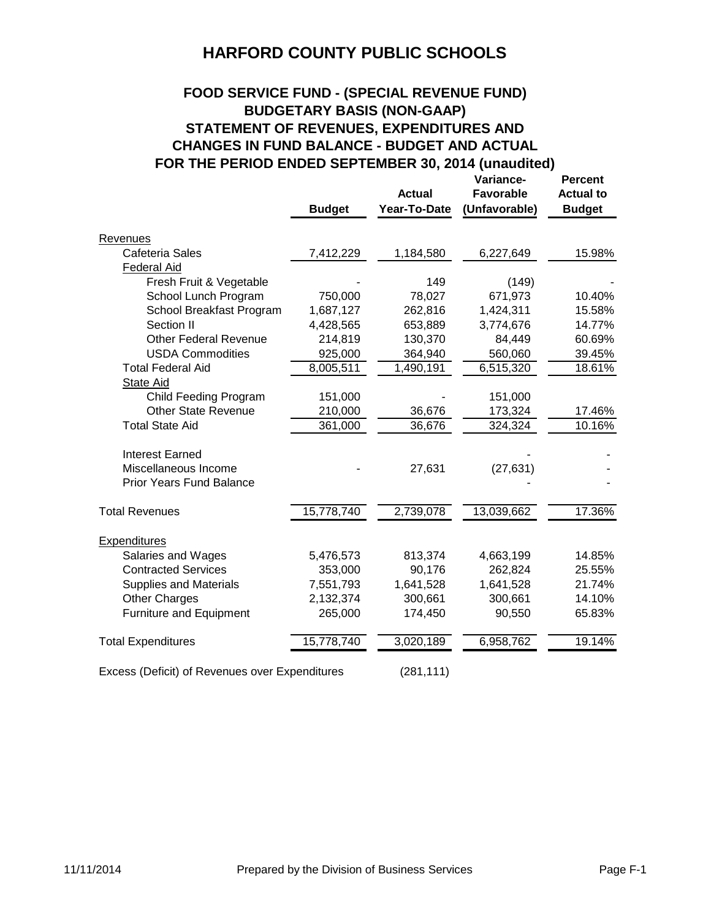# HARFORD COUNTY PUBLIC SCHOOLS

## FOOD SERVICE FUND - (SPECIAL REVENUE FUND)
## BUDGETARY BASIS (NON-GAAP)
## STATEMENT OF REVENUES, EXPENDITURES AND CHANGES IN FUND BALANCE - BUDGET AND ACTUAL
## FOR THE PERIOD ENDED SEPTEMBER 30, 2014 (unaudited)

| | Budget | Actual Year-To-Date | Variance- Favorable (Unfavorable) | Percent Actual to Budget |
|---|---|---|---|---|
| Revenues | | | | |
| Cafeteria Sales | 7,412,229 | 1,184,580 | 6,227,649 | 15.98% |
| Federal Aid | | | | |
| Fresh Fruit & Vegetable | - | 149 | (149) | - |
| School Lunch Program | 750,000 | 78,027 | 671,973 | 10.40% |
| School Breakfast Program | 1,687,127 | 262,816 | 1,424,311 | 15.58% |
| Section II | 4,428,565 | 653,889 | 3,774,676 | 14.77% |
| Other Federal Revenue | 214,819 | 130,370 | 84,449 | 60.69% |
| USDA Commodities | 925,000 | 364,940 | 560,060 | 39.45% |
| Total Federal Aid | 8,005,511 | 1,490,191 | 6,515,320 | 18.61% |
| State Aid | | | | |
| Child Feeding Program | 151,000 | - | 151,000 | |
| Other State Revenue | 210,000 | 36,676 | 173,324 | 17.46% |
| Total State Aid | 361,000 | 36,676 | 324,324 | 10.16% |
| Interest Earned | | | - | - |
| Miscellaneous Income | - | 27,631 | (27,631) | - |
| Prior Years Fund Balance | | | - | - |
| Total Revenues | 15,778,740 | 2,739,078 | 13,039,662 | 17.36% |
| Expenditures | | | | |
| Salaries and Wages | 5,476,573 | 813,374 | 4,663,199 | 14.85% |
| Contracted Services | 353,000 | 90,176 | 262,824 | 25.55% |
| Supplies and Materials | 7,551,793 | 1,641,528 | 1,641,528 | 21.74% |
| Other Charges | 2,132,374 | 300,661 | 300,661 | 14.10% |
| Furniture and Equipment | 265,000 | 174,450 | 90,550 | 65.83% |
| Total Expenditures | 15,778,740 | 3,020,189 | 6,958,762 | 19.14% |
| Excess (Deficit) of Revenues over Expenditures | | (281,111) | | |

11/11/2014 Prepared by the Division of Business Services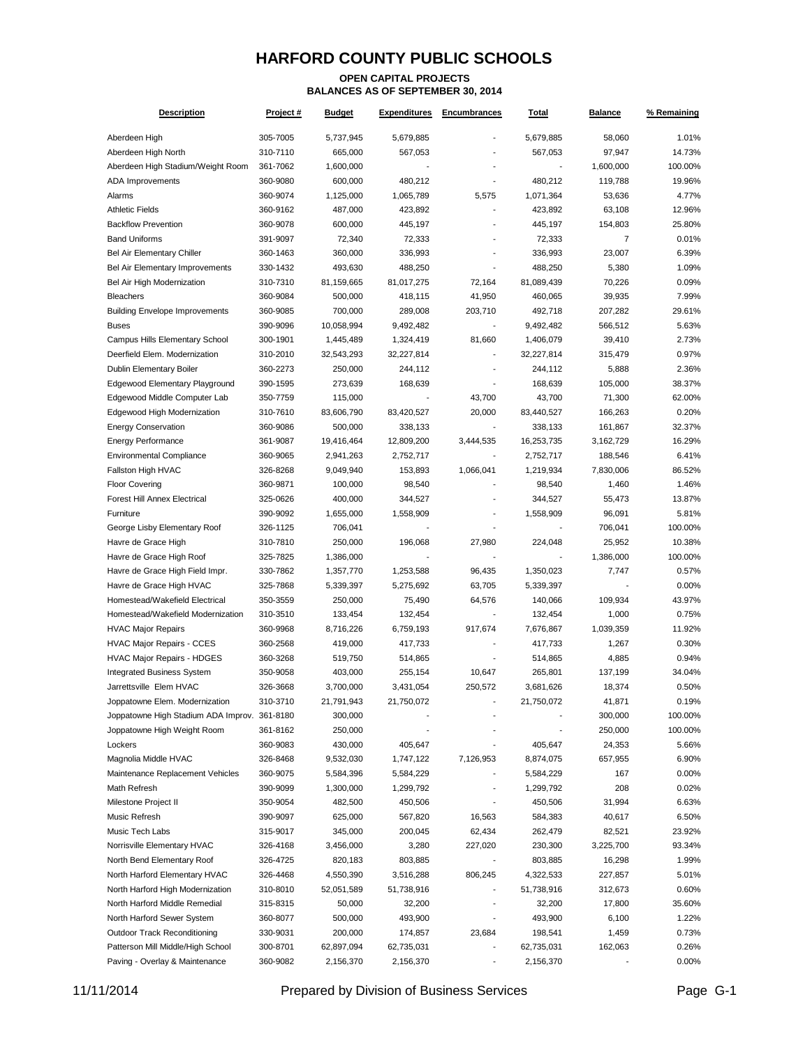# HARFORD COUNTY PUBLIC SCHOOLS

**OPEN CAPITAL PROJECTS**
**BALANCES AS OF SEPTEMBER 30, 2014**

| Description | Project # | Budget | Expenditures | Encumbrances | Total | Balance | % Remaining |
|---|---|---|---|---|---|---|---|
| Aberdeen High | 305-7005 | 5,737,945 | 5,679,885 | - | 5,679,885 | 58,060 | 1.01% |
| Aberdeen High North | 310-7110 | 665,000 | 567,053 | - | 567,053 | 97,947 | 14.73% |
| Aberdeen High Stadium/Weight Room | 361-7062 | 1,600,000 | - | - | - | 1,600,000 | 100.00% |
| ADA Improvements | 360-9080 | 600,000 | 480,212 | - | 480,212 | 119,788 | 19.96% |
| Alarms | 360-9074 | 1,125,000 | 1,065,789 | 5,575 | 1,071,364 | 53,636 | 4.77% |
| Athletic Fields | 360-9162 | 487,000 | 423,892 | - | 423,892 | 63,108 | 12.96% |
| Backflow Prevention | 360-9078 | 600,000 | 445,197 | - | 445,197 | 154,803 | 25.80% |
| Band Uniforms | 391-9097 | 72,340 | 72,333 | - | 72,333 | 7 | 0.01% |
| Bel Air Elementary Chiller | 360-1463 | 360,000 | 336,993 | - | 336,993 | 23,007 | 6.39% |
| Bel Air Elementary Improvements | 330-1432 | 493,630 | 488,250 | - | 488,250 | 5,380 | 1.09% |
| Bel Air High Modernization | 310-7310 | 81,159,665 | 81,017,275 | 72,164 | 81,089,439 | 70,226 | 0.09% |
| Bleachers | 360-9084 | 500,000 | 418,115 | 41,950 | 460,065 | 39,935 | 7.99% |
| Building Envelope Improvements | 360-9085 | 700,000 | 289,008 | 203,710 | 492,718 | 207,282 | 29.61% |
| Buses | 390-9096 | 10,058,994 | 9,492,482 | - | 9,492,482 | 566,512 | 5.63% |
| Campus Hills Elementary School | 300-1901 | 1,445,489 | 1,324,419 | 81,660 | 1,406,079 | 39,410 | 2.73% |
| Deerfield Elem. Modernization | 310-2010 | 32,543,293 | 32,227,814 | - | 32,227,814 | 315,479 | 0.97% |
| Dublin Elementary Boiler | 360-2273 | 250,000 | 244,112 | - | 244,112 | 5,888 | 2.36% |
| Edgewood Elementary Playground | 390-1595 | 273,639 | 168,639 | - | 168,639 | 105,000 | 38.37% |
| Edgewood Middle Computer Lab | 350-7759 | 115,000 | - | 43,700 | 43,700 | 71,300 | 62.00% |
| Edgewood High Modernization | 310-7610 | 83,606,790 | 83,420,527 | 20,000 | 83,440,527 | 166,263 | 0.20% |
| Energy Conservation | 360-9086 | 500,000 | 338,133 | - | 338,133 | 161,867 | 32.37% |
| Energy Performance | 361-9087 | 19,416,464 | 12,809,200 | 3,444,535 | 16,253,735 | 3,162,729 | 16.29% |
| Environmental Compliance | 360-9065 | 2,941,263 | 2,752,717 | - | 2,752,717 | 188,546 | 6.41% |
| Fallston High HVAC | 326-8268 | 9,049,940 | 153,893 | 1,066,041 | 1,219,934 | 7,830,006 | 86.52% |
| Floor Covering | 360-9871 | 100,000 | 98,540 | - | 98,540 | 1,460 | 1.46% |
| Forest Hill Annex Electrical | 325-0626 | 400,000 | 344,527 | - | 344,527 | 55,473 | 13.87% |
| Furniture | 390-9092 | 1,655,000 | 1,558,909 | - | 1,558,909 | 96,091 | 5.81% |
| George Lisby Elementary Roof | 326-1125 | 706,041 | - | - | - | 706,041 | 100.00% |
| Havre de Grace High | 310-7810 | 250,000 | 196,068 | 27,980 | 224,048 | 25,952 | 10.38% |
| Havre de Grace High Roof | 325-7825 | 1,386,000 | - | - | - | 1,386,000 | 100.00% |
| Havre de Grace High Field Impr. | 330-7862 | 1,357,770 | 1,253,588 | 96,435 | 1,350,023 | 7,747 | 0.57% |
| Havre de Grace High HVAC | 325-7868 | 5,339,397 | 5,275,692 | 63,705 | 5,339,397 | - | 0.00% |
| Homestead/Wakefield Electrical | 350-3559 | 250,000 | 75,490 | 64,576 | 140,066 | 109,934 | 43.97% |
| Homestead/Wakefield Modernization | 310-3510 | 133,454 | 132,454 | - | 132,454 | 1,000 | 0.75% |
| HVAC Major Repairs | 360-9968 | 8,716,226 | 6,759,193 | 917,674 | 7,676,867 | 1,039,359 | 11.92% |
| HVAC Major Repairs - CCES | 360-2568 | 419,000 | 417,733 | - | 417,733 | 1,267 | 0.30% |
| HVAC Major Repairs - HDGES | 360-3268 | 519,750 | 514,865 | - | 514,865 | 4,885 | 0.94% |
| Integrated Business System | 350-9058 | 403,000 | 255,154 | 10,647 | 265,801 | 137,199 | 34.04% |
| Jarrettsville Elem HVAC | 326-3668 | 3,700,000 | 3,431,054 | 250,572 | 3,681,626 | 18,374 | 0.50% |
| Joppatowne Elem. Modernization | 310-3710 | 21,791,943 | 21,750,072 | - | 21,750,072 | 41,871 | 0.19% |
| Joppatowne High Stadium ADA Improv. | 361-8180 | 300,000 | - | - | - | 300,000 | 100.00% |
| Joppatowne High Weight Room | 361-8162 | 250,000 | - | - | - | 250,000 | 100.00% |
| Lockers | 360-9083 | 430,000 | 405,647 | - | 405,647 | 24,353 | 5.66% |
| Magnolia Middle HVAC | 326-8468 | 9,532,030 | 1,747,122 | 7,126,953 | 8,874,075 | 657,955 | 6.90% |
| Maintenance Replacement Vehicles | 360-9075 | 5,584,396 | 5,584,229 | - | 5,584,229 | 167 | 0.00% |
| Math Refresh | 390-9099 | 1,300,000 | 1,299,792 | - | 1,299,792 | 208 | 0.02% |
| Milestone Project II | 350-9054 | 482,500 | 450,506 | - | 450,506 | 31,994 | 6.63% |
| Music Refresh | 390-9097 | 625,000 | 567,820 | 16,563 | 584,383 | 40,617 | 6.50% |
| Music Tech Labs | 315-9017 | 345,000 | 200,045 | 62,434 | 262,479 | 82,521 | 23.92% |
| Norrisville Elementary HVAC | 326-4168 | 3,456,000 | 3,280 | 227,020 | 230,300 | 3,225,700 | 93.34% |
| North Bend Elementary Roof | 326-4725 | 820,183 | 803,885 | - | 803,885 | 16,298 | 1.99% |
| North Harford Elementary HVAC | 326-4468 | 4,550,390 | 3,516,288 | 806,245 | 4,322,533 | 227,857 | 5.01% |
| North Harford High Modernization | 310-8010 | 52,051,589 | 51,738,916 | - | 51,738,916 | 312,673 | 0.60% |
| North Harford Middle Remedial | 315-8315 | 50,000 | 32,200 | - | 32,200 | 17,800 | 35.60% |
| North Harford Sewer System | 360-8077 | 500,000 | 493,900 | - | 493,900 | 6,100 | 1.22% |
| Outdoor Track Reconditioning | 330-9031 | 200,000 | 174,857 | 23,684 | 198,541 | 1,459 | 0.73% |
| Patterson Mill Middle/High School | 300-8701 | 62,897,094 | 62,735,031 | - | 62,735,031 | 162,063 | 0.26% |
| Paving - Overlay & Maintenance | 360-9082 | 2,156,370 | 2,156,370 | - | 2,156,370 | - | 0.00% |

11/11/2014 Prepared by Division of Business Services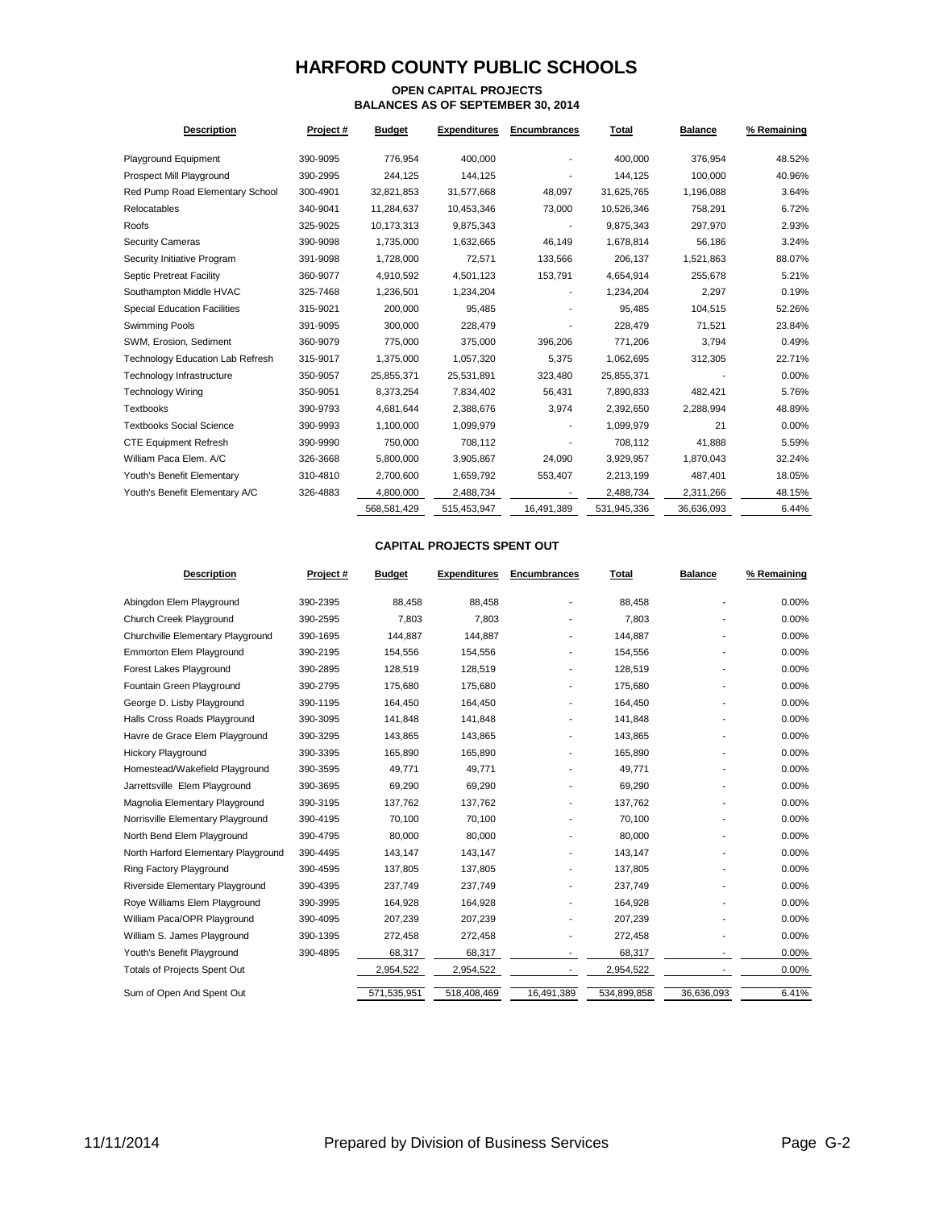# HARFORD COUNTY PUBLIC SCHOOLS

## OPEN CAPITAL PROJECTS
### BALANCES AS OF SEPTEMBER 30, 2014

| Description | Project # | Budget | Expenditures | Encumbrances | Total | Balance | % Remaining |
|---|---|---|---|---|---|---|---|
| Playground Equipment | 390-9095 | 776,954 | 400,000 | - | 400,000 | 376,954 | 48.52% |
| Prospect Mill Playground | 390-2995 | 244,125 | 144,125 | - | 144,125 | 100,000 | 40.96% |
| Red Pump Road Elementary School | 300-4901 | 32,821,853 | 31,577,668 | 48,097 | 31,625,765 | 1,196,088 | 3.64% |
| Relocatables | 340-9041 | 11,284,637 | 10,453,346 | 73,000 | 10,526,346 | 758,291 | 6.72% |
| Roofs | 325-9025 | 10,173,313 | 9,875,343 | - | 9,875,343 | 297,970 | 2.93% |
| Security Cameras | 390-9098 | 1,735,000 | 1,632,665 | 46,149 | 1,678,814 | 56,186 | 3.24% |
| Security Initiative Program | 391-9098 | 1,728,000 | 72,571 | 133,566 | 206,137 | 1,521,863 | 88.07% |
| Septic Pretreat Facility | 360-9077 | 4,910,592 | 4,501,123 | 153,791 | 4,654,914 | 255,678 | 5.21% |
| Southampton Middle HVAC | 325-7468 | 1,236,501 | 1,234,204 | - | 1,234,204 | 2,297 | 0.19% |
| Special Education Facilities | 315-9021 | 200,000 | 95,485 | - | 95,485 | 104,515 | 52.26% |
| Swimming Pools | 391-9095 | 300,000 | 228,479 | - | 228,479 | 71,521 | 23.84% |
| SWM, Erosion, Sediment | 360-9079 | 775,000 | 375,000 | 396,206 | 771,206 | 3,794 | 0.49% |
| Technology Education Lab Refresh | 315-9017 | 1,375,000 | 1,057,320 | 5,375 | 1,062,695 | 312,305 | 22.71% |
| Technology Infrastructure | 350-9057 | 25,855,371 | 25,531,891 | 323,480 | 25,855,371 | - | 0.00% |
| Technology Wiring | 350-9051 | 8,373,254 | 7,834,402 | 56,431 | 7,890,833 | 482,421 | 5.76% |
| Textbooks | 390-9793 | 4,681,644 | 2,388,676 | 3,974 | 2,392,650 | 2,288,994 | 48.89% |
| Textbooks Social Science | 390-9993 | 1,100,000 | 1,099,979 | - | 1,099,979 | 21 | 0.00% |
| CTE Equipment Refresh | 390-9990 | 750,000 | 708,112 | - | 708,112 | 41,888 | 5.59% |
| William Paca Elem. A/C | 326-3668 | 5,800,000 | 3,905,867 | 24,090 | 3,929,957 | 1,870,043 | 32.24% |
| Youth's Benefit Elementary | 310-4810 | 2,700,600 | 1,659,792 | 553,407 | 2,213,199 | 487,401 | 18.05% |
| Youth's Benefit Elementary A/C | 326-4883 | 4,800,000 | 2,488,734 | - | 2,488,734 | 2,311,266 | 48.15% |
| | | 568,581,429 | 515,453,947 | 16,491,389 | 531,945,336 | 36,636,093 | 6.44% |

## CAPITAL PROJECTS SPENT OUT

| Description | Project # | Budget | Expenditures | Encumbrances | Total | Balance | % Remaining |
|---|---|---|---|---|---|---|---|
| Abingdon Elem Playground | 390-2395 | 88,458 | 88,458 | - | 88,458 | - | 0.00% |
| Church Creek Playground | 390-2595 | 7,803 | 7,803 | - | 7,803 | - | 0.00% |
| Churchville Elementary Playground | 390-1695 | 144,887 | 144,887 | - | 144,887 | - | 0.00% |
| Emmorton Elem Playground | 390-2195 | 154,556 | 154,556 | - | 154,556 | - | 0.00% |
| Forest Lakes Playground | 390-2895 | 128,519 | 128,519 | - | 128,519 | - | 0.00% |
| Fountain Green Playground | 390-2795 | 175,680 | 175,680 | - | 175,680 | - | 0.00% |
| George D. Lisby Playground | 390-1195 | 164,450 | 164,450 | - | 164,450 | - | 0.00% |
| Halls Cross Roads Playground | 390-3095 | 141,848 | 141,848 | - | 141,848 | - | 0.00% |
| Havre de Grace Elem Playground | 390-3295 | 143,865 | 143,865 | - | 143,865 | - | 0.00% |
| Hickory Playground | 390-3395 | 165,890 | 165,890 | - | 165,890 | - | 0.00% |
| Homestead/Wakefield Playground | 390-3595 | 49,771 | 49,771 | - | 49,771 | - | 0.00% |
| Jarrettsville Elem Playground | 390-3695 | 69,290 | 69,290 | - | 69,290 | - | 0.00% |
| Magnolia Elementary Playground | 390-3195 | 137,762 | 137,762 | - | 137,762 | - | 0.00% |
| Norrisville Elementary Playground | 390-4195 | 70,100 | 70,100 | - | 70,100 | - | 0.00% |
| North Bend Elem Playground | 390-4795 | 80,000 | 80,000 | - | 80,000 | - | 0.00% |
| North Harford Elementary Playground | 390-4495 | 143,147 | 143,147 | - | 143,147 | - | 0.00% |
| Ring Factory Playground | 390-4595 | 137,805 | 137,805 | - | 137,805 | - | 0.00% |
| Riverside Elementary Playground | 390-4395 | 237,749 | 237,749 | - | 237,749 | - | 0.00% |
| Roye Williams Elem Playground | 390-3995 | 164,928 | 164,928 | - | 164,928 | - | 0.00% |
| William Paca/OPR Playground | 390-4095 | 207,239 | 207,239 | - | 207,239 | - | 0.00% |
| William S. James Playground | 390-1395 | 272,458 | 272,458 | - | 272,458 | - | 0.00% |
| Youth's Benefit Playground | 390-4895 | 68,317 | 68,317 | - | 68,317 | - | 0.00% |
| Totals of Projects Spent Out | | 2,954,522 | 2,954,522 | - | 2,954,522 | - | 0.00% |
| Sum of Open And Spent Out | | 571,535,951 | 518,408,469 | 16,491,389 | 534,899,858 | 36,636,093 | 6.41% |

11/11/2014 Prepared by Division of Business Services Page G-2